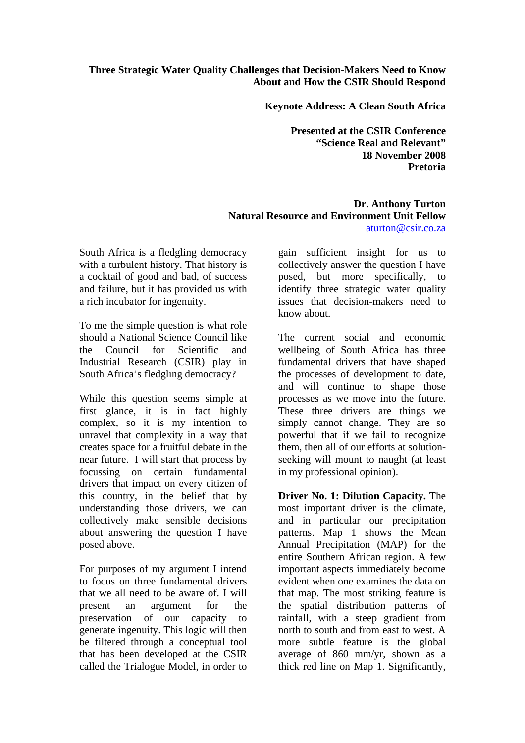# Three Strategic Water Quality Challenges that Decision-Makers Need to Know About and How the CSIR Should Respond

**Keynote Address: A Clean South Africa**

**Presented at the CSIR Conference**
**"Science Real and Relevant"**
**18 November 2008**
**Pretoria**

**Dr. Anthony Turton**
**Natural Resource and Environment Unit Fellow**
aturton@csir.co.za

South Africa is a fledgling democracy with a turbulent history. That history is a cocktail of good and bad, of success and failure, but it has provided us with a rich incubator for ingenuity.

To me the simple question is what role should a National Science Council like the Council for Scientific and Industrial Research (CSIR) play in South Africa's fledgling democracy?

While this question seems simple at first glance, it is in fact highly complex, so it is my intention to unravel that complexity in a way that creates space for a fruitful debate in the near future. I will start that process by focussing on certain fundamental drivers that impact on every citizen of this country, in the belief that by understanding those drivers, we can collectively make sensible decisions about answering the question I have posed above.

For purposes of my argument I intend to focus on three fundamental drivers that we all need to be aware of. I will present an argument for the preservation of our capacity to generate ingenuity. This logic will then be filtered through a conceptual tool that has been developed at the CSIR called the Trialogue Model, in order to gain sufficient insight for us to collectively answer the question I have posed, but more specifically, to identify three strategic water quality issues that decision-makers need to know about.

The current social and economic wellbeing of South Africa has three fundamental drivers that have shaped the processes of development to date, and will continue to shape those processes as we move into the future. These three drivers are things we simply cannot change. They are so powerful that if we fail to recognize them, then all of our efforts at solution-seeking will mount to naught (at least in my professional opinion).

**Driver No. 1: Dilution Capacity.** The most important driver is the climate, and in particular our precipitation patterns. Map 1 shows the Mean Annual Precipitation (MAP) for the entire Southern African region. A few important aspects immediately become evident when one examines the data on that map. The most striking feature is the spatial distribution patterns of rainfall, with a steep gradient from north to south and from east to west. A more subtle feature is the global average of 860 mm/yr, shown as a thick red line on Map 1. Significantly,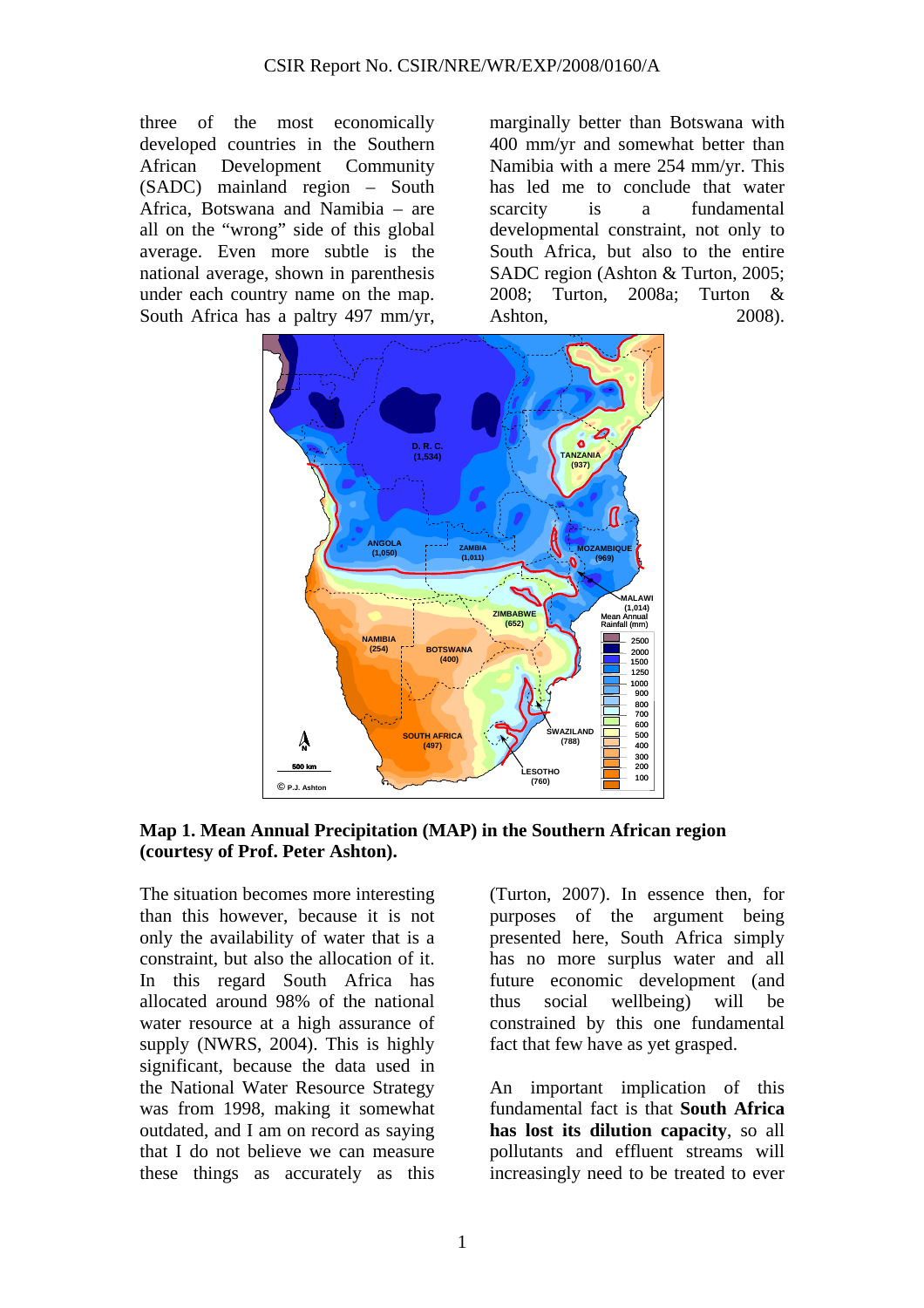three of the most economically developed countries in the Southern African Development Community (SADC) mainland region – South Africa, Botswana and Namibia – are all on the "wrong" side of this global average. Even more subtle is the national average, shown in parenthesis under each country name on the map. South Africa has a paltry 497 mm/yr, marginally better than Botswana with 400 mm/yr and somewhat better than Namibia with a mere 254 mm/yr. This has led me to conclude that water scarcity is a fundamental developmental constraint, not only to South Africa, but also to the entire SADC region (Ashton & Turton, 2005; 2008; Turton, 2008a; Turton & Ashton, 2008).

**Map 1. Mean Annual Precipitation (MAP) in the Southern African region (courtesy of Prof. Peter Ashton).**

The situation becomes more interesting than this however, because it is not only the availability of water that is a constraint, but also the allocation of it. In this regard South Africa has allocated around 98% of the national water resource at a high assurance of supply (NWRS, 2004). This is highly significant, because the data used in the National Water Resource Strategy was from 1998, making it somewhat outdated, and I am on record as saying that I do not believe we can measure these things as accurately as this (Turton, 2007). In essence then, for purposes of the argument being presented here, South Africa simply has no more surplus water and all future economic development (and thus social wellbeing) will be constrained by this one fundamental fact that few have as yet grasped.

An important implication of this fundamental fact is that **South Africa has lost its dilution capacity**, so all pollutants and effluent streams will increasingly need to be treated to ever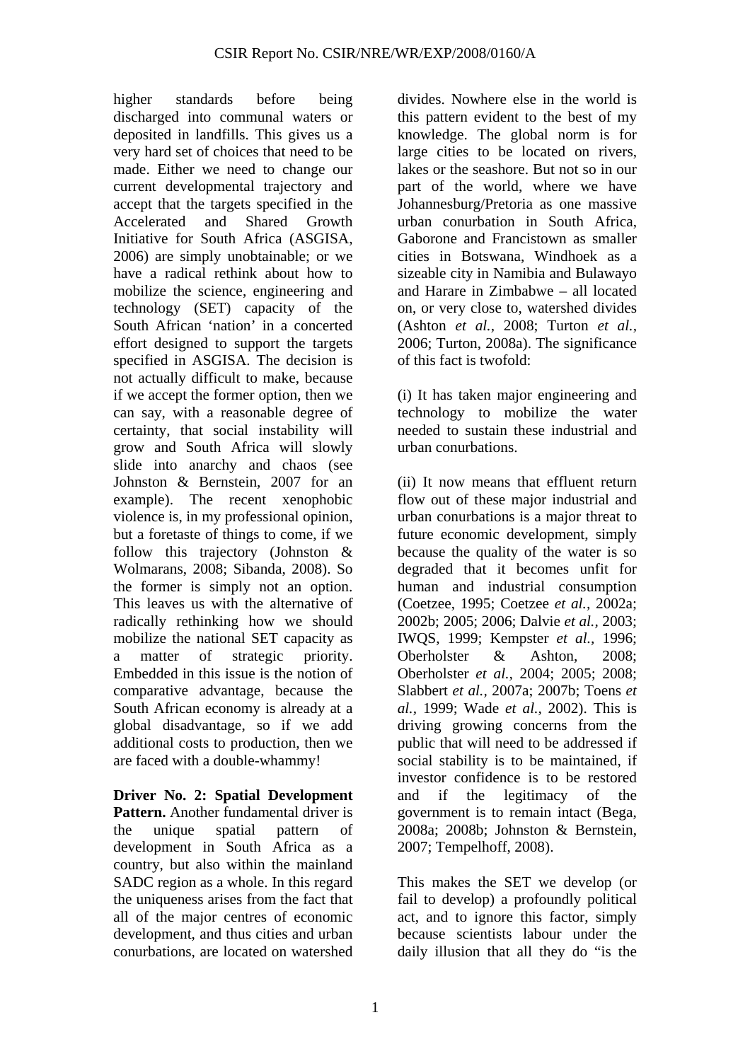higher standards before being discharged into communal waters or deposited in landfills. This gives us a very hard set of choices that need to be made. Either we need to change our current developmental trajectory and accept that the targets specified in the Accelerated and Shared Growth Initiative for South Africa (ASGISA, 2006) are simply unobtainable; or we have a radical rethink about how to mobilize the science, engineering and technology (SET) capacity of the South African 'nation' in a concerted effort designed to support the targets specified in ASGISA. The decision is not actually difficult to make, because if we accept the former option, then we can say, with a reasonable degree of certainty, that social instability will grow and South Africa will slowly slide into anarchy and chaos (see Johnston & Bernstein, 2007 for an example). The recent xenophobic violence is, in my professional opinion, but a foretaste of things to come, if we follow this trajectory (Johnston & Wolmarans, 2008; Sibanda, 2008). So the former is simply not an option. This leaves us with the alternative of radically rethinking how we should mobilize the national SET capacity as a matter of strategic priority. Embedded in this issue is the notion of comparative advantage, because the South African economy is already at a global disadvantage, so if we add additional costs to production, then we are faced with a double-whammy!

**Driver No. 2: Spatial Development Pattern.** Another fundamental driver is the unique spatial pattern of development in South Africa as a country, but also within the mainland SADC region as a whole. In this regard the uniqueness arises from the fact that all of the major centres of economic development, and thus cities and urban conurbations, are located on watershed divides. Nowhere else in the world is this pattern evident to the best of my knowledge. The global norm is for large cities to be located on rivers, lakes or the seashore. But not so in our part of the world, where we have Johannesburg/Pretoria as one massive urban conurbation in South Africa, Gaborone and Francistown as smaller cities in Botswana, Windhoek as a sizeable city in Namibia and Bulawayo and Harare in Zimbabwe – all located on, or very close to, watershed divides (Ashton *et al.*, 2008; Turton *et al.*, 2006; Turton, 2008a). The significance of this fact is twofold:

(i) It has taken major engineering and technology to mobilize the water needed to sustain these industrial and urban conurbations.

(ii) It now means that effluent return flow out of these major industrial and urban conurbations is a major threat to future economic development, simply because the quality of the water is so degraded that it becomes unfit for human and industrial consumption (Coetzee, 1995; Coetzee *et al.*, 2002a; 2002b; 2005; 2006; Dalvie *et al.*, 2003; IWQS, 1999; Kempster *et al.*, 1996; Oberholster & Ashton, 2008; Oberholster *et al.*, 2004; 2005; 2008; Slabbert *et al.*, 2007a; 2007b; Toens *et al.*, 1999; Wade *et al.*, 2002). This is driving growing concerns from the public that will need to be addressed if social stability is to be maintained, if investor confidence is to be restored and if the legitimacy of the government is to remain intact (Bega, 2008a; 2008b; Johnston & Bernstein, 2007; Tempelhoff, 2008).

This makes the SET we develop (or fail to develop) a profoundly political act, and to ignore this factor, simply because scientists labour under the daily illusion that all they do "is the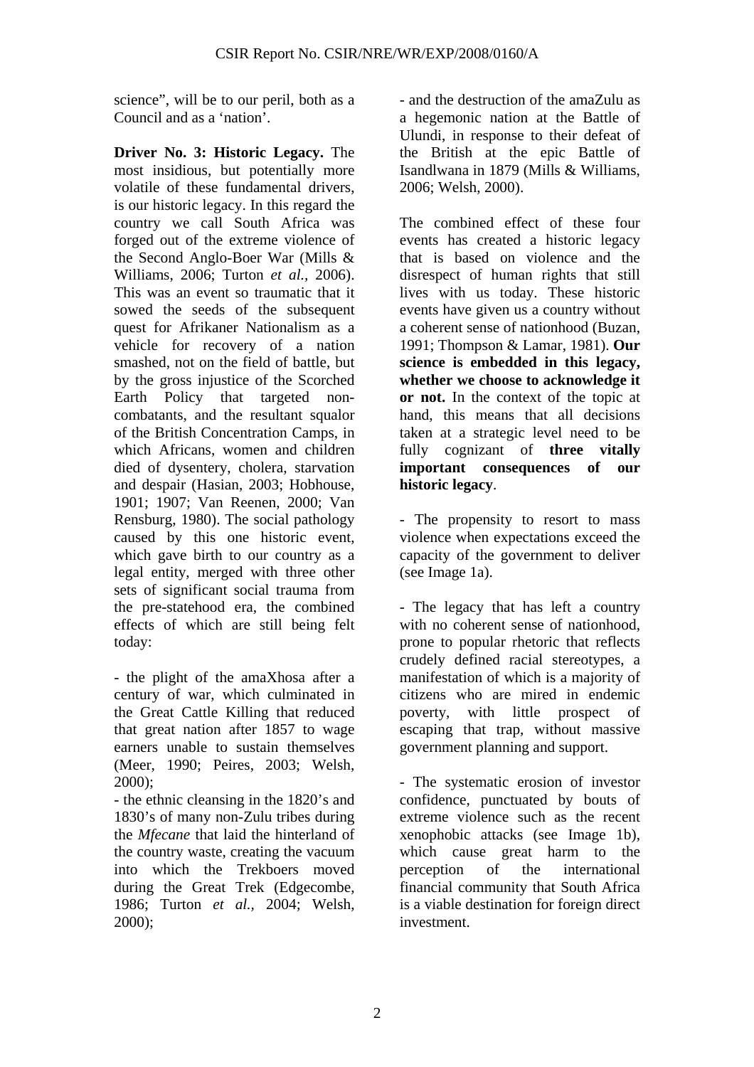science", will be to our peril, both as a Council and as a 'nation'.

**Driver No. 3: Historic Legacy.** The most insidious, but potentially more volatile of these fundamental drivers, is our historic legacy. In this regard the country we call South Africa was forged out of the extreme violence of the Second Anglo-Boer War (Mills & Williams, 2006; Turton *et al.,* 2006). This was an event so traumatic that it sowed the seeds of the subsequent quest for Afrikaner Nationalism as a vehicle for recovery of a nation smashed, not on the field of battle, but by the gross injustice of the Scorched Earth Policy that targeted non-combatants, and the resultant squalor of the British Concentration Camps, in which Africans, women and children died of dysentery, cholera, starvation and despair (Hasian, 2003; Hobhouse, 1901; 1907; Van Reenen, 2000; Van Rensburg, 1980). The social pathology caused by this one historic event, which gave birth to our country as a legal entity, merged with three other sets of significant social trauma from the pre-statehood era, the combined effects of which are still being felt today:

- the plight of the amaXhosa after a century of war, which culminated in the Great Cattle Killing that reduced that great nation after 1857 to wage earners unable to sustain themselves (Meer, 1990; Peires, 2003; Welsh, 2000);
- the ethnic cleansing in the 1820's and 1830's of many non-Zulu tribes during the *Mfecane* that laid the hinterland of the country waste, creating the vacuum into which the Trekboers moved during the Great Trek (Edgecombe, 1986; Turton *et al.,* 2004; Welsh, 2000);
- and the destruction of the amaZulu as a hegemonic nation at the Battle of Ulundi, in response to their defeat of the British at the epic Battle of Isandlwana in 1879 (Mills & Williams, 2006; Welsh, 2000).

The combined effect of these four events has created a historic legacy that is based on violence and the disrespect of human rights that still lives with us today. These historic events have given us a country without a coherent sense of nationhood (Buzan, 1991; Thompson & Lamar, 1981). **Our science is embedded in this legacy, whether we choose to acknowledge it or not.** In the context of the topic at hand, this means that all decisions taken at a strategic level need to be fully cognizant of **three vitally important consequences of our historic legacy**.

- The propensity to resort to mass violence when expectations exceed the capacity of the government to deliver (see Image 1a).

- The legacy that has left a country with no coherent sense of nationhood, prone to popular rhetoric that reflects crudely defined racial stereotypes, a manifestation of which is a majority of citizens who are mired in endemic poverty, with little prospect of escaping that trap, without massive government planning and support.

- The systematic erosion of investor confidence, punctuated by bouts of extreme violence such as the recent xenophobic attacks (see Image 1b), which cause great harm to the perception of the international financial community that South Africa is a viable destination for foreign direct investment.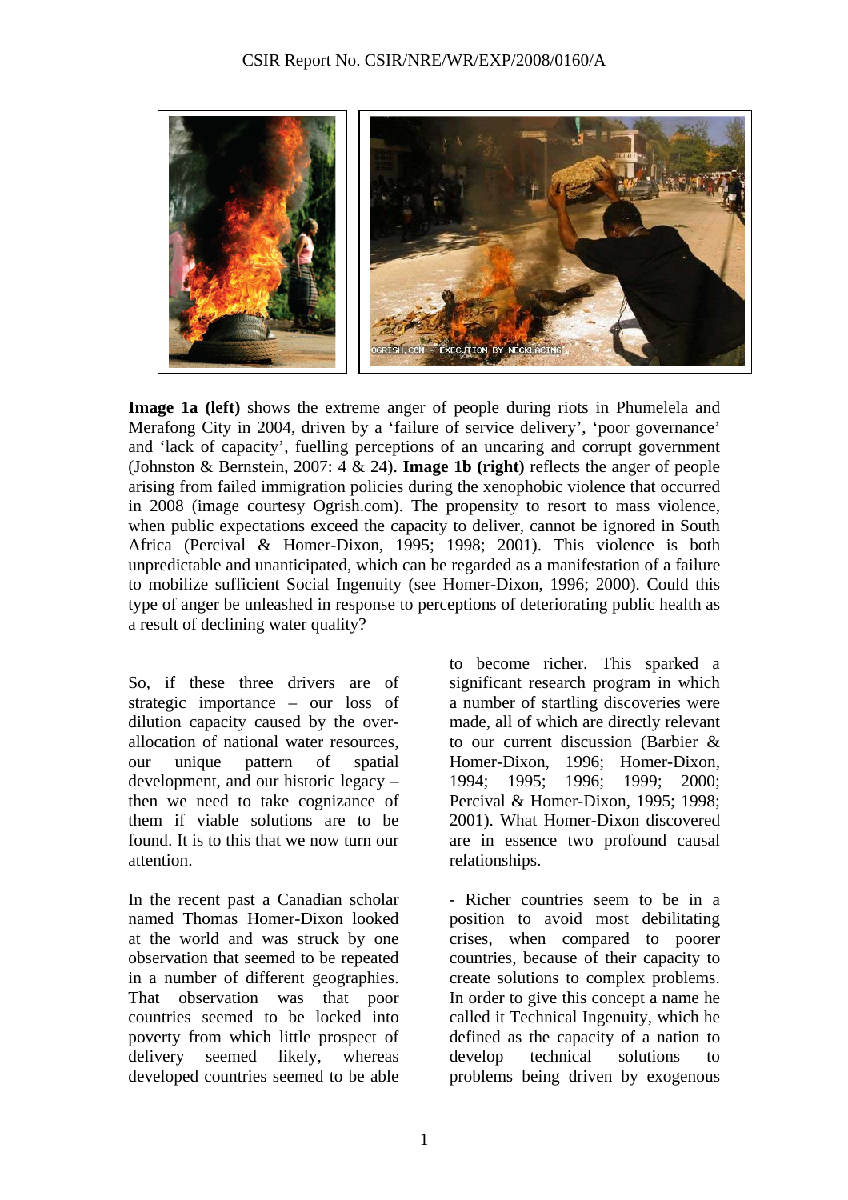**Image 1a (left)** shows the extreme anger of people during riots in Phumelela and Merafong City in 2004, driven by a 'failure of service delivery', 'poor governance' and 'lack of capacity', fuelling perceptions of an uncaring and corrupt government (Johnston & Bernstein, 2007: 4 & 24). **Image 1b (right)** reflects the anger of people arising from failed immigration policies during the xenophobic violence that occurred in 2008 (image courtesy Ogrish.com). The propensity to resort to mass violence, when public expectations exceed the capacity to deliver, cannot be ignored in South Africa (Percival & Homer-Dixon, 1995; 1998; 2001). This violence is both unpredictable and unanticipated, which can be regarded as a manifestation of a failure to mobilize sufficient Social Ingenuity (see Homer-Dixon, 1996; 2000). Could this type of anger be unleashed in response to perceptions of deteriorating public health as a result of declining water quality?

So, if these three drivers are of strategic importance – our loss of dilution capacity caused by the over-allocation of national water resources, our unique pattern of spatial development, and our historic legacy – then we need to take cognizance of them if viable solutions are to be found. It is to this that we now turn our attention.

In the recent past a Canadian scholar named Thomas Homer-Dixon looked at the world and was struck by one observation that seemed to be repeated in a number of different geographies. That observation was that poor countries seemed to be locked into poverty from which little prospect of delivery seemed likely, whereas developed countries seemed to be able to become richer. This sparked a significant research program in which a number of startling discoveries were made, all of which are directly relevant to our current discussion (Barbier & Homer-Dixon, 1996; Homer-Dixon, 1994; 1995; 1996; 1999; 2000; Percival & Homer-Dixon, 1995; 1998; 2001). What Homer-Dixon discovered are in essence two profound causal relationships.

- Richer countries seem to be in a position to avoid most debilitating crises, when compared to poorer countries, because of their capacity to create solutions to complex problems. In order to give this concept a name he called it Technical Ingenuity, which he defined as the capacity of a nation to develop technical solutions to problems being driven by exogenous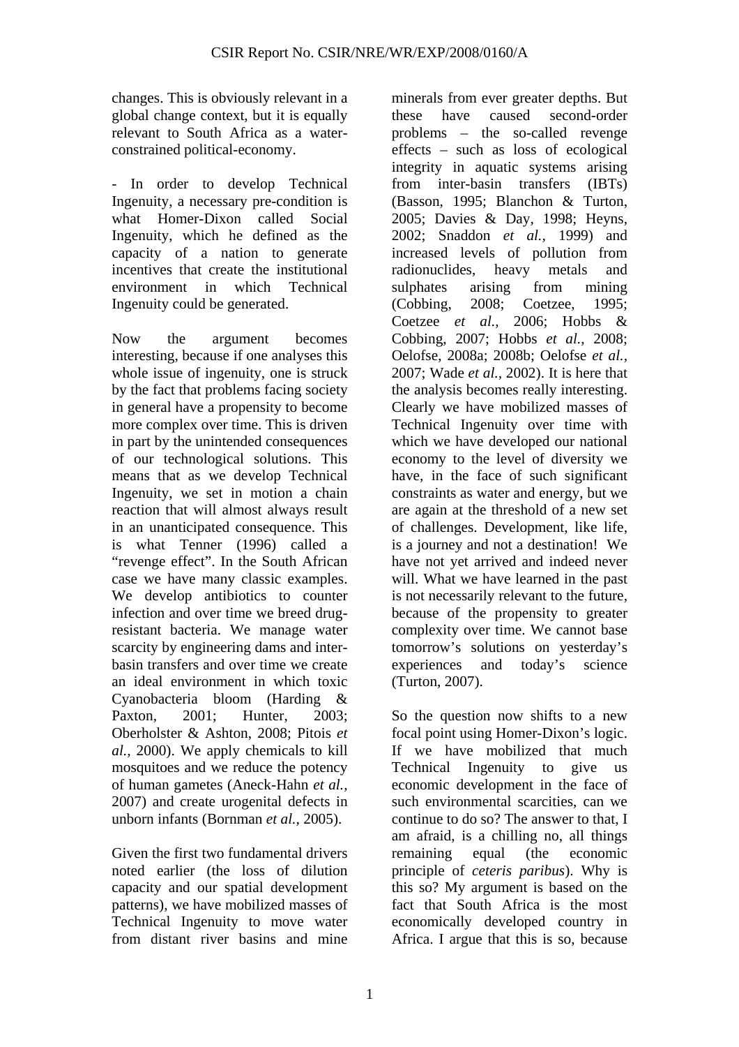changes. This is obviously relevant in a global change context, but it is equally relevant to South Africa as a water-constrained political-economy.

- In order to develop Technical Ingenuity, a necessary pre-condition is what Homer-Dixon called Social Ingenuity, which he defined as the capacity of a nation to generate incentives that create the institutional environment in which Technical Ingenuity could be generated.

Now the argument becomes interesting, because if one analyses this whole issue of ingenuity, one is struck by the fact that problems facing society in general have a propensity to become more complex over time. This is driven in part by the unintended consequences of our technological solutions. This means that as we develop Technical Ingenuity, we set in motion a chain reaction that will almost always result in an unanticipated consequence. This is what Tenner (1996) called a "revenge effect". In the South African case we have many classic examples. We develop antibiotics to counter infection and over time we breed drug-resistant bacteria. We manage water scarcity by engineering dams and inter-basin transfers and over time we create an ideal environment in which toxic Cyanobacteria bloom (Harding & Paxton, 2001; Hunter, 2003; Oberholster & Ashton, 2008; Pitois *et al.*, 2000). We apply chemicals to kill mosquitoes and we reduce the potency of human gametes (Aneck-Hahn *et al.*, 2007) and create urogenital defects in unborn infants (Bornman *et al.*, 2005).

Given the first two fundamental drivers noted earlier (the loss of dilution capacity and our spatial development patterns), we have mobilized masses of Technical Ingenuity to move water from distant river basins and mine minerals from ever greater depths. But these have caused second-order problems – the so-called revenge effects – such as loss of ecological integrity in aquatic systems arising from inter-basin transfers (IBTs) (Basson, 1995; Blanchon & Turton, 2005; Davies & Day, 1998; Heyns, 2002; Snaddon *et al.*, 1999) and increased levels of pollution from radionuclides, heavy metals and sulphates arising from mining (Cobbing, 2008; Coetzee, 1995; Coetzee *et al.*, 2006; Hobbs & Cobbing, 2007; Hobbs *et al.*, 2008; Oelofse, 2008a; 2008b; Oelofse *et al.*, 2007; Wade *et al.*, 2002). It is here that the analysis becomes really interesting. Clearly we have mobilized masses of Technical Ingenuity over time with which we have developed our national economy to the level of diversity we have, in the face of such significant constraints as water and energy, but we are again at the threshold of a new set of challenges. Development, like life, is a journey and not a destination! We have not yet arrived and indeed never will. What we have learned in the past is not necessarily relevant to the future, because of the propensity to greater complexity over time. We cannot base tomorrow's solutions on yesterday's experiences and today's science (Turton, 2007).

So the question now shifts to a new focal point using Homer-Dixon's logic. If we have mobilized that much Technical Ingenuity to give us economic development in the face of such environmental scarcities, can we continue to do so? The answer to that, I am afraid, is a chilling no, all things remaining equal (the economic principle of *ceteris paribus*). Why is this so? My argument is based on the fact that South Africa is the most economically developed country in Africa. I argue that this is so, because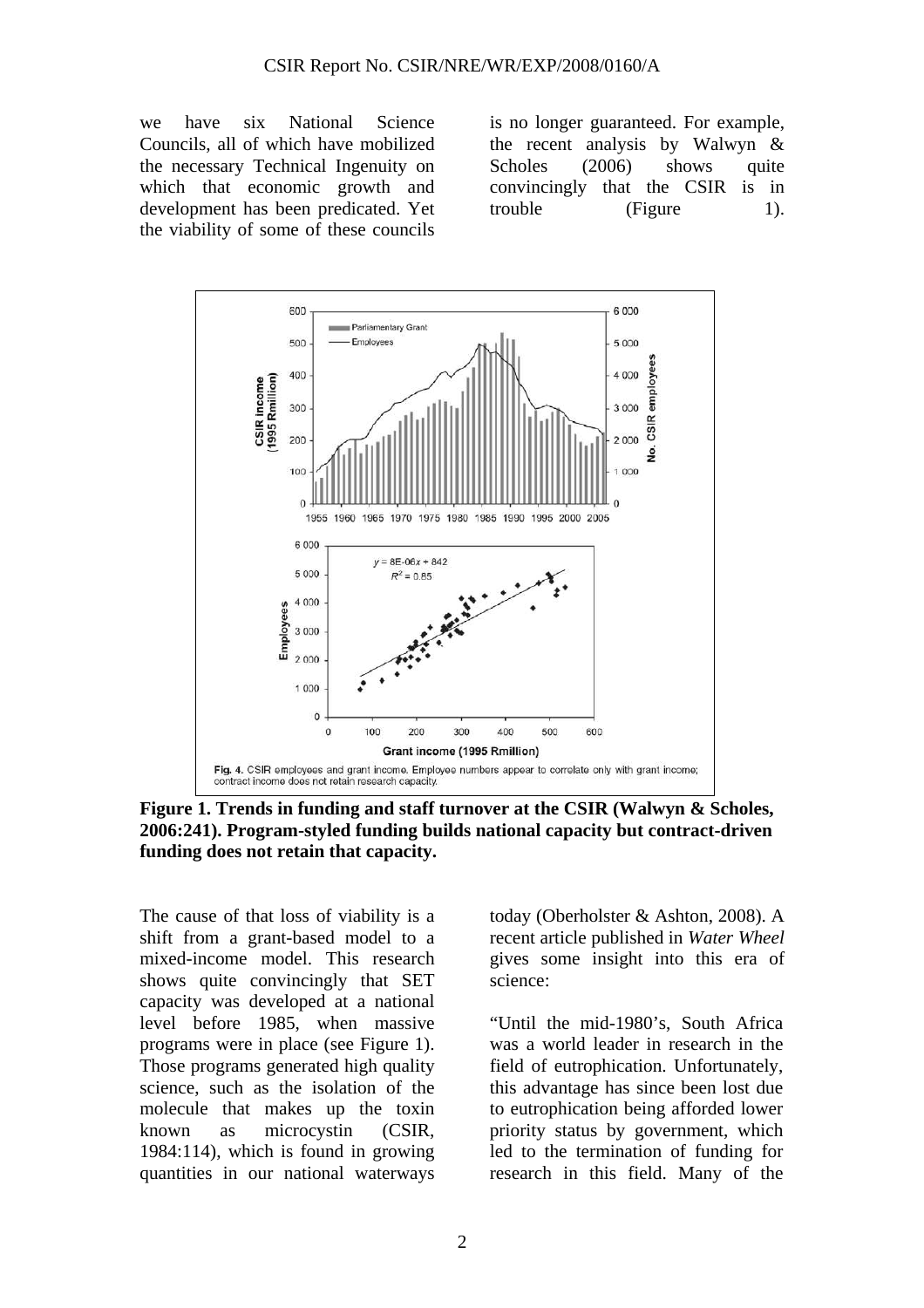we have six National Science Councils, all of which have mobilized the necessary Technical Ingenuity on which that economic growth and development has been predicated. Yet the viability of some of these councils is no longer guaranteed. For example, the recent analysis by Walwyn & Scholes (2006) shows quite convincingly that the CSIR is in trouble (Figure 1).

**Figure 1. Trends in funding and staff turnover at the CSIR (Walwyn & Scholes, 2006:241). Program-styled funding builds national capacity but contract-driven funding does not retain that capacity.**

The cause of that loss of viability is a shift from a grant-based model to a mixed-income model. This research shows quite convincingly that SET capacity was developed at a national level before 1985, when massive programs were in place (see Figure 1). Those programs generated high quality science, such as the isolation of the molecule that makes up the toxin known as microcystin (CSIR, 1984:114), which is found in growing quantities in our national waterways today (Oberholster & Ashton, 2008). A recent article published in *Water Wheel* gives some insight into this era of science:

"Until the mid-1980's, South Africa was a world leader in research in the field of eutrophication. Unfortunately, this advantage has since been lost due to eutrophication being afforded lower priority status by government, which led to the termination of funding for research in this field. Many of the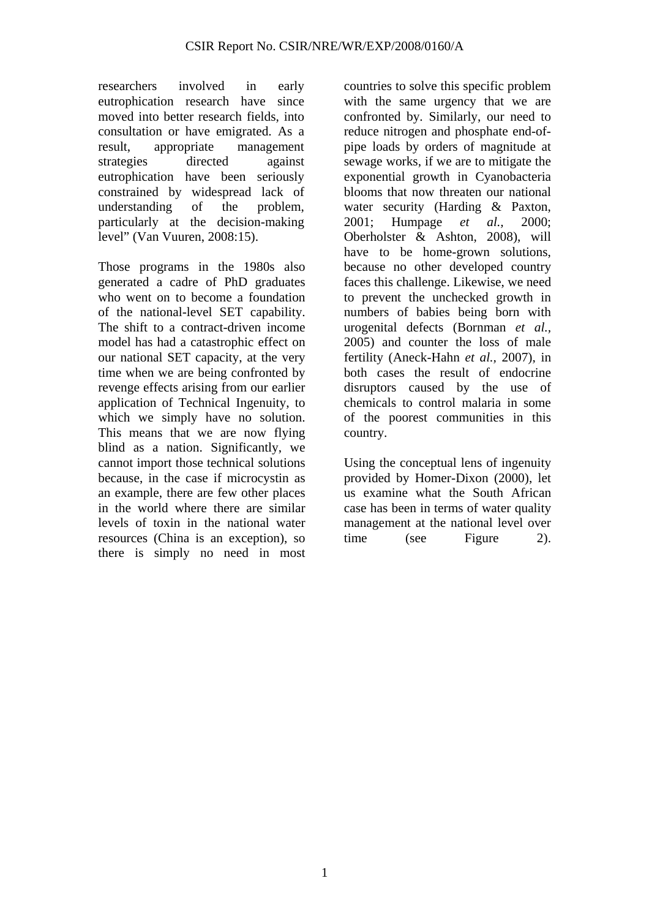researchers involved in early eutrophication research have since moved into better research fields, into consultation or have emigrated. As a result, appropriate management strategies directed against eutrophication have been seriously constrained by widespread lack of understanding of the problem, particularly at the decision-making level" (Van Vuuren, 2008:15).

Those programs in the 1980s also generated a cadre of PhD graduates who went on to become a foundation of the national-level SET capability. The shift to a contract-driven income model has had a catastrophic effect on our national SET capacity, at the very time when we are being confronted by revenge effects arising from our earlier application of Technical Ingenuity, to which we simply have no solution. This means that we are now flying blind as a nation. Significantly, we cannot import those technical solutions because, in the case if microcystin as an example, there are few other places in the world where there are similar levels of toxin in the national water resources (China is an exception), so there is simply no need in most countries to solve this specific problem with the same urgency that we are confronted by. Similarly, our need to reduce nitrogen and phosphate end-of-pipe loads by orders of magnitude at sewage works, if we are to mitigate the exponential growth in Cyanobacteria blooms that now threaten our national water security (Harding & Paxton, 2001; Humpage *et al.,* 2000; Oberholster & Ashton, 2008), will have to be home-grown solutions, because no other developed country faces this challenge. Likewise, we need to prevent the unchecked growth in numbers of babies being born with urogenital defects (Bornman *et al.*, 2005) and counter the loss of male fertility (Aneck-Hahn *et al.,* 2007), in both cases the result of endocrine disruptors caused by the use of chemicals to control malaria in some of the poorest communities in this country.

Using the conceptual lens of ingenuity provided by Homer-Dixon (2000), let us examine what the South African case has been in terms of water quality management at the national level over time (see Figure 2).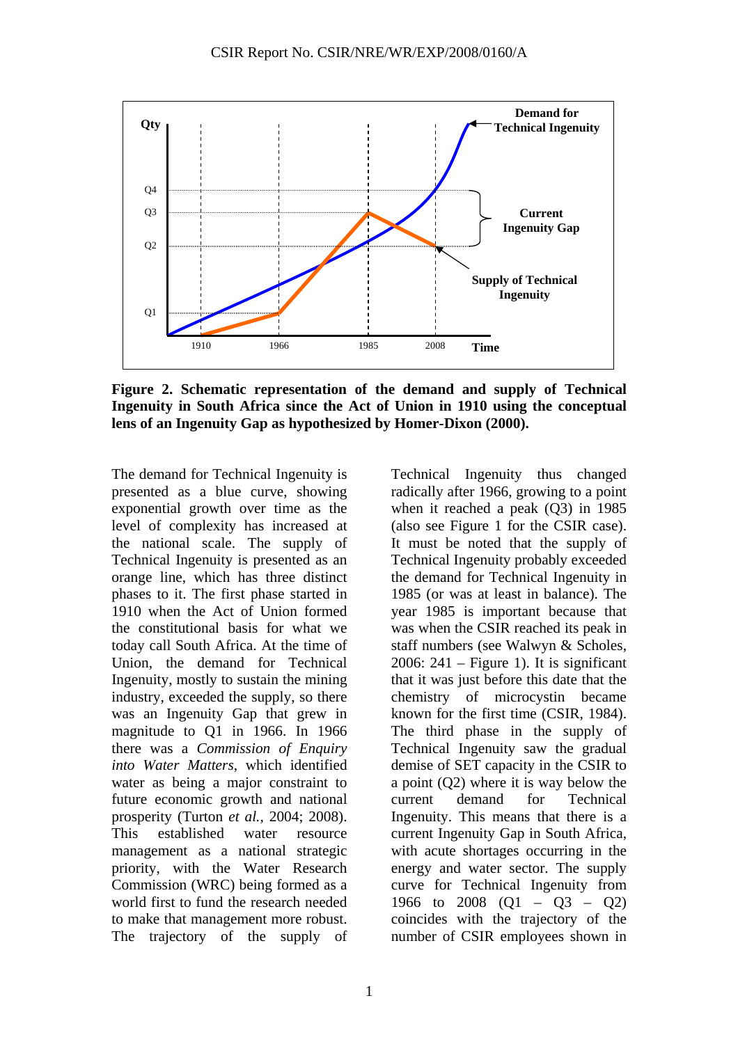**Figure 2. Schematic representation of the demand and supply of Technical Ingenuity in South Africa since the Act of Union in 1910 using the conceptual lens of an Ingenuity Gap as hypothesized by Homer-Dixon (2000).**

The demand for Technical Ingenuity is presented as a blue curve, showing exponential growth over time as the level of complexity has increased at the national scale. The supply of Technical Ingenuity is presented as an orange line, which has three distinct phases to it. The first phase started in 1910 when the Act of Union formed the constitutional basis for what we today call South Africa. At the time of Union, the demand for Technical Ingenuity, mostly to sustain the mining industry, exceeded the supply, so there was an Ingenuity Gap that grew in magnitude to Q1 in 1966. In 1966 there was a *Commission of Enquiry into Water Matters*, which identified water as being a major constraint to future economic growth and national prosperity (Turton *et al.*, 2004; 2008). This established water resource management as a national strategic priority, with the Water Research Commission (WRC) being formed as a world first to fund the research needed to make that management more robust. The trajectory of the supply of Technical Ingenuity thus changed radically after 1966, growing to a point when it reached a peak (Q3) in 1985 (also see Figure 1 for the CSIR case). It must be noted that the supply of Technical Ingenuity probably exceeded the demand for Technical Ingenuity in 1985 (or was at least in balance). The year 1985 is important because that was when the CSIR reached its peak in staff numbers (see Walwyn & Scholes, 2006: 241 – Figure 1). It is significant that it was just before this date that the chemistry of microcystin became known for the first time (CSIR, 1984). The third phase in the supply of Technical Ingenuity saw the gradual demise of SET capacity in the CSIR to a point (Q2) where it is way below the current demand for Technical Ingenuity. This means that there is a current Ingenuity Gap in South Africa, with acute shortages occurring in the energy and water sector. The supply curve for Technical Ingenuity from 1966 to 2008 (Q1 – Q3 – Q2) coincides with the trajectory of the number of CSIR employees shown in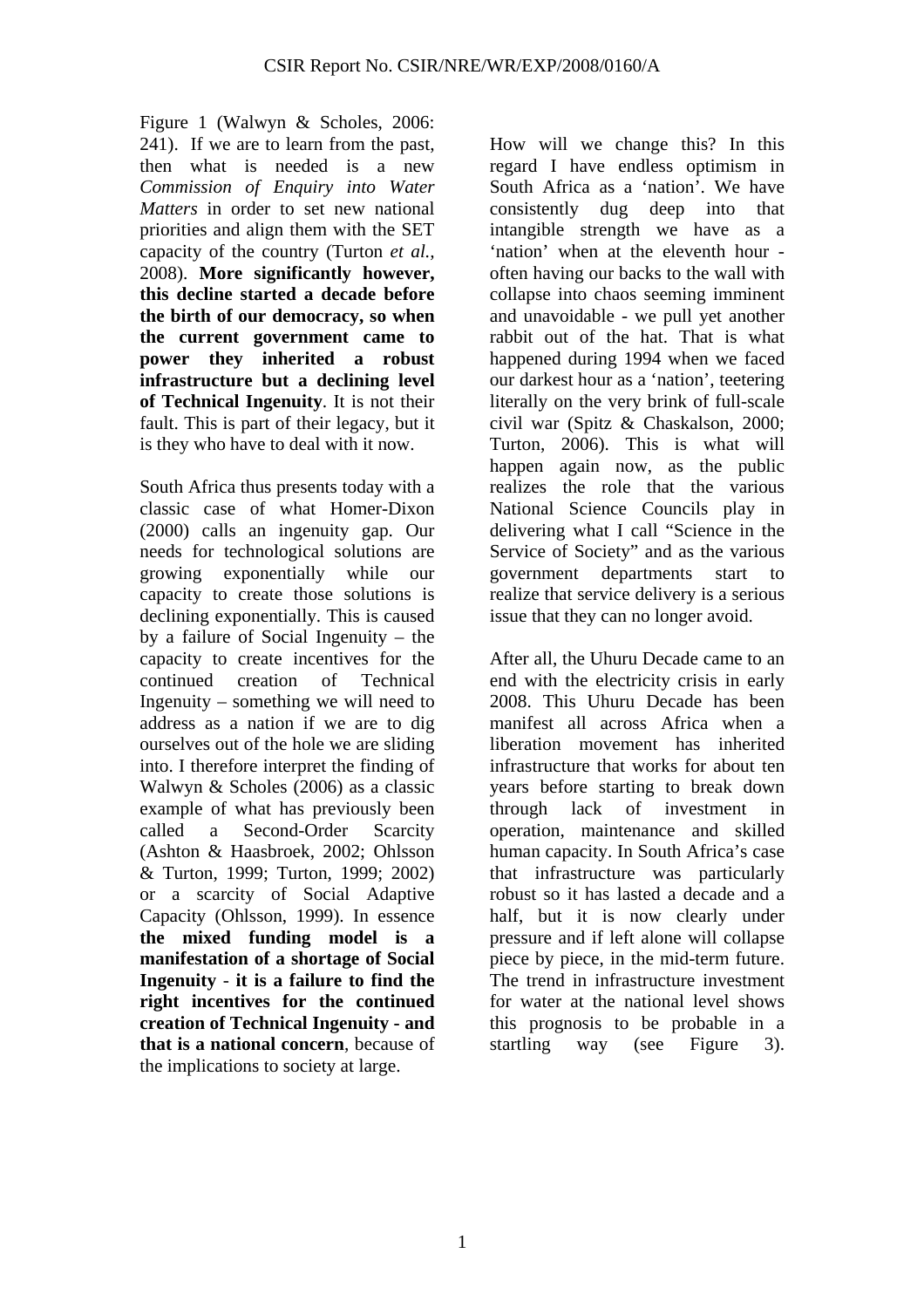Figure 1 (Walwyn & Scholes, 2006: 241). If we are to learn from the past, then what is needed is a new *Commission of Enquiry into Water Matters* in order to set new national priorities and align them with the SET capacity of the country (Turton *et al.,* 2008). **More significantly however, this decline started a decade before the birth of our democracy, so when the current government came to power they inherited a robust infrastructure but a declining level of Technical Ingenuity**. It is not their fault. This is part of their legacy, but it is they who have to deal with it now.

South Africa thus presents today with a classic case of what Homer-Dixon (2000) calls an ingenuity gap. Our needs for technological solutions are growing exponentially while our capacity to create those solutions is declining exponentially. This is caused by a failure of Social Ingenuity – the capacity to create incentives for the continued creation of Technical Ingenuity – something we will need to address as a nation if we are to dig ourselves out of the hole we are sliding into. I therefore interpret the finding of Walwyn & Scholes (2006) as a classic example of what has previously been called a Second-Order Scarcity (Ashton & Haasbroek, 2002; Ohlsson & Turton, 1999; Turton, 1999; 2002) or a scarcity of Social Adaptive Capacity (Ohlsson, 1999). In essence **the mixed funding model is a manifestation of a shortage of Social Ingenuity** - **it is a failure to find the right incentives for the continued creation of Technical Ingenuity - and that is a national concern**, because of the implications to society at large.

How will we change this? In this regard I have endless optimism in South Africa as a 'nation'. We have consistently dug deep into that intangible strength we have as a 'nation' when at the eleventh hour - often having our backs to the wall with collapse into chaos seeming imminent and unavoidable - we pull yet another rabbit out of the hat. That is what happened during 1994 when we faced our darkest hour as a 'nation', teetering literally on the very brink of full-scale civil war (Spitz & Chaskalson, 2000; Turton, 2006). This is what will happen again now, as the public realizes the role that the various National Science Councils play in delivering what I call "Science in the Service of Society" and as the various government departments start to realize that service delivery is a serious issue that they can no longer avoid.

After all, the Uhuru Decade came to an end with the electricity crisis in early 2008. This Uhuru Decade has been manifest all across Africa when a liberation movement has inherited infrastructure that works for about ten years before starting to break down through lack of investment in operation, maintenance and skilled human capacity. In South Africa's case that infrastructure was particularly robust so it has lasted a decade and a half, but it is now clearly under pressure and if left alone will collapse piece by piece, in the mid-term future. The trend in infrastructure investment for water at the national level shows this prognosis to be probable in a startling way (see Figure 3).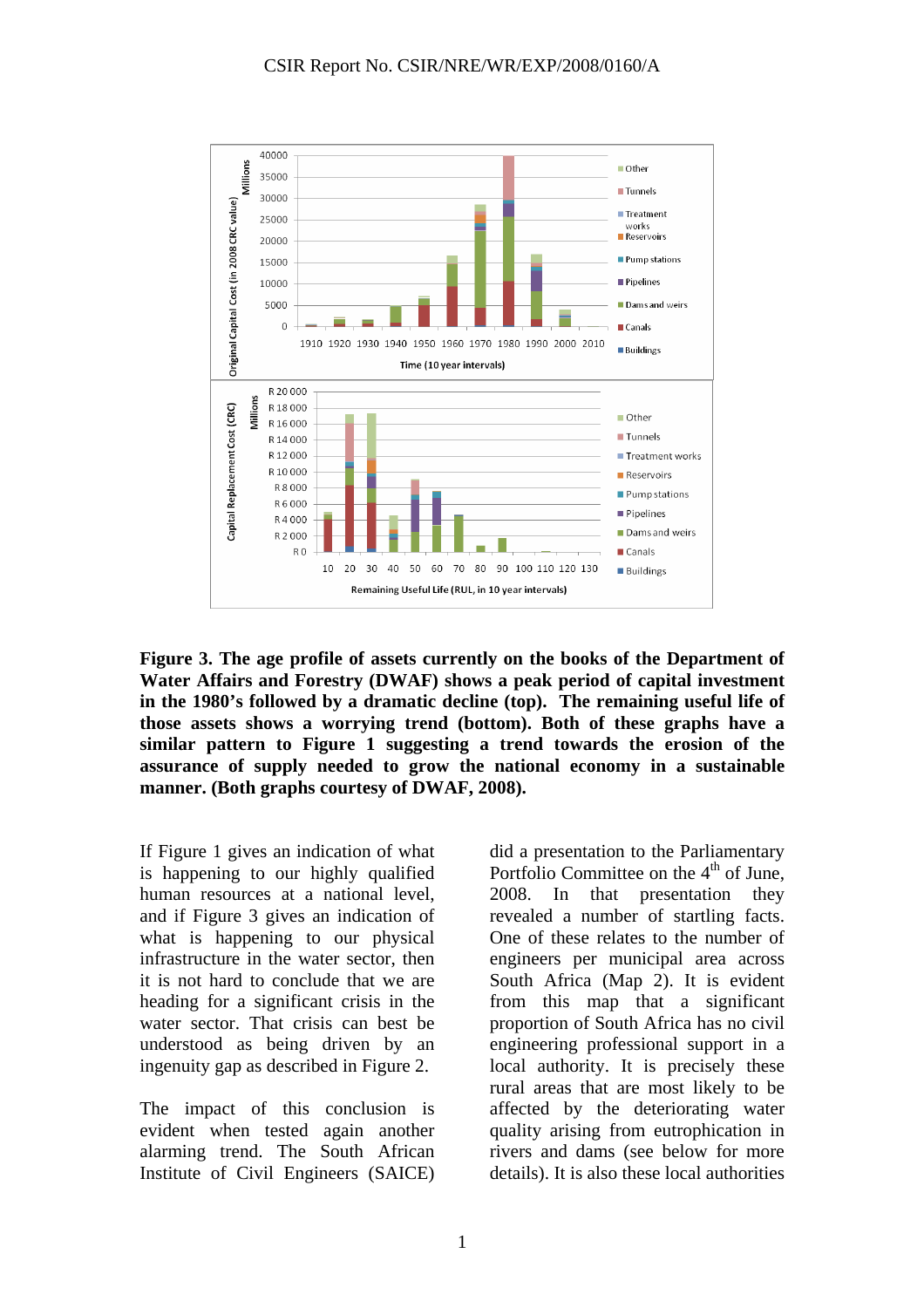**Figure 3. The age profile of assets currently on the books of the Department of Water Affairs and Forestry (DWAF) shows a peak period of capital investment in the 1980's followed by a dramatic decline (top). The remaining useful life of those assets shows a worrying trend (bottom). Both of these graphs have a similar pattern to Figure 1 suggesting a trend towards the erosion of the assurance of supply needed to grow the national economy in a sustainable manner. (Both graphs courtesy of DWAF, 2008).**

If Figure 1 gives an indication of what is happening to our highly qualified human resources at a national level, and if Figure 3 gives an indication of what is happening to our physical infrastructure in the water sector, then it is not hard to conclude that we are heading for a significant crisis in the water sector. That crisis can best be understood as being driven by an ingenuity gap as described in Figure 2.

The impact of this conclusion is evident when tested again another alarming trend. The South African Institute of Civil Engineers (SAICE) did a presentation to the Parliamentary Portfolio Committee on the 4th of June, 2008. In that presentation they revealed a number of startling facts. One of these relates to the number of engineers per municipal area across South Africa (Map 2). It is evident from this map that a significant proportion of South Africa has no civil engineering professional support in a local authority. It is precisely these rural areas that are most likely to be affected by the deteriorating water quality arising from eutrophication in rivers and dams (see below for more details). It is also these local authorities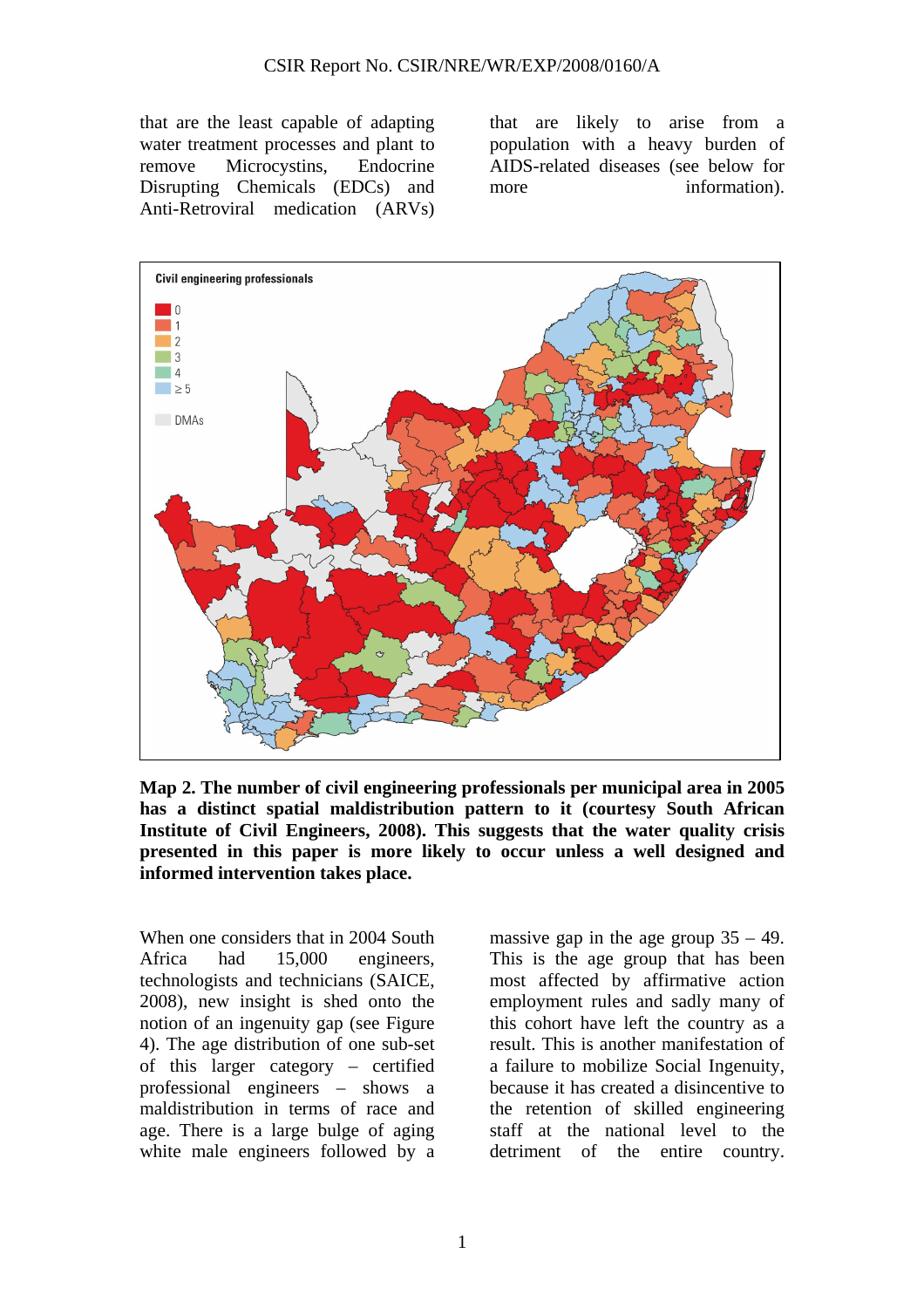that are the least capable of adapting water treatment processes and plant to remove Microcystins, Endocrine Disrupting Chemicals (EDCs) and Anti-Retroviral medication (ARVs) that are likely to arise from a population with a heavy burden of AIDS-related diseases (see below for more information).

**Map 2. The number of civil engineering professionals per municipal area in 2005 has a distinct spatial maldistribution pattern to it (courtesy South African Institute of Civil Engineers, 2008). This suggests that the water quality crisis presented in this paper is more likely to occur unless a well designed and informed intervention takes place.**

When one considers that in 2004 South Africa had 15,000 engineers, technologists and technicians (SAICE, 2008), new insight is shed onto the notion of an ingenuity gap (see Figure 4). The age distribution of one sub-set of this larger category – certified professional engineers – shows a maldistribution in terms of race and age. There is a large bulge of aging white male engineers followed by a massive gap in the age group 35 – 49. This is the age group that has been most affected by affirmative action employment rules and sadly many of this cohort have left the country as a result. This is another manifestation of a failure to mobilize Social Ingenuity, because it has created a disincentive to the retention of skilled engineering staff at the national level to the detriment of the entire country.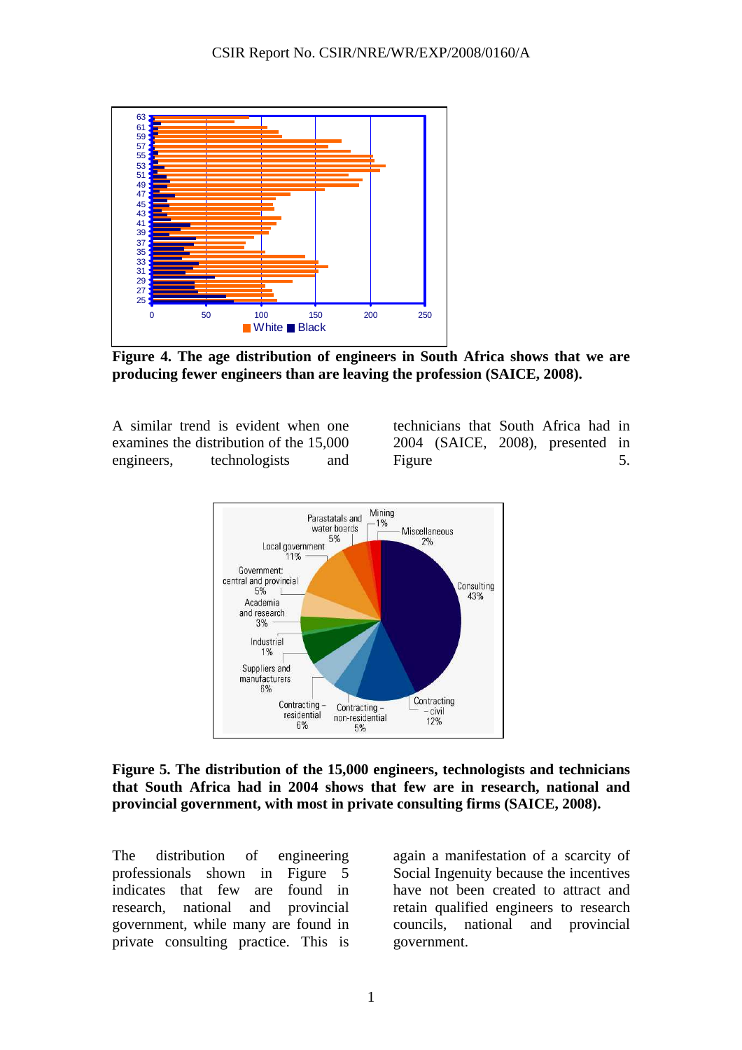**Figure 4. The age distribution of engineers in South Africa shows that we are producing fewer engineers than are leaving the profession (SAICE, 2008).**

A similar trend is evident when one examines the distribution of the 15,000 engineers, technologists and technicians that South Africa had in 2004 (SAICE, 2008), presented in Figure 5.

**Figure 5. The distribution of the 15,000 engineers, technologists and technicians that South Africa had in 2004 shows that few are in research, national and provincial government, with most in private consulting firms (SAICE, 2008).**

The distribution of engineering professionals shown in Figure 5 indicates that few are found in research, national and provincial government, while many are found in private consulting practice. This is again a manifestation of a scarcity of Social Ingenuity because the incentives have not been created to attract and retain qualified engineers to research councils, national and provincial government.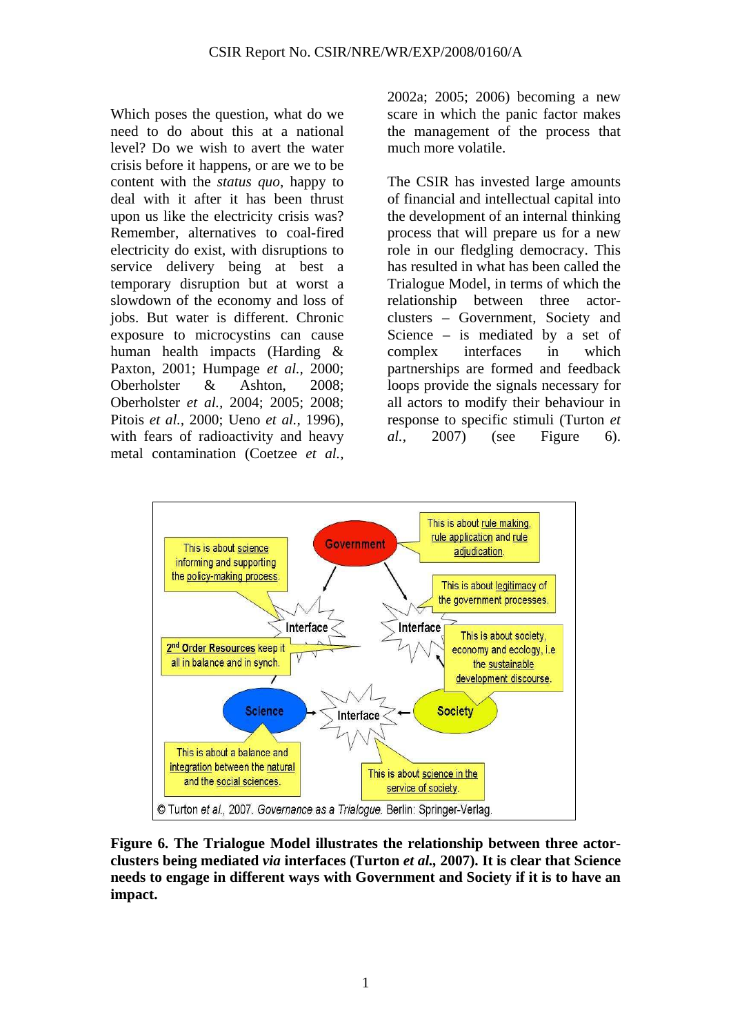Which poses the question, what do we need to do about this at a national level? Do we wish to avert the water crisis before it happens, or are we to be content with the *status quo*, happy to deal with it after it has been thrust upon us like the electricity crisis was? Remember, alternatives to coal-fired electricity do exist, with disruptions to service delivery being at best a temporary disruption but at worst a slowdown of the economy and loss of jobs. But water is different. Chronic exposure to microcystins can cause human health impacts (Harding & Paxton, 2001; Humpage *et al.,* 2000; Oberholster & Ashton, 2008; Oberholster *et al.,* 2004; 2005; 2008; Pitois *et al.,* 2000; Ueno *et al.,* 1996), with fears of radioactivity and heavy metal contamination (Coetzee *et al.,* 2002a; 2005; 2006) becoming a new scare in which the panic factor makes the management of the process that much more volatile.

The CSIR has invested large amounts of financial and intellectual capital into the development of an internal thinking process that will prepare us for a new role in our fledgling democracy. This has resulted in what has been called the Trialogue Model, in terms of which the relationship between three actor-clusters – Government, Society and Science – is mediated by a set of complex interfaces in which partnerships are formed and feedback loops provide the signals necessary for all actors to modify their behaviour in response to specific stimuli (Turton *et al.,* 2007) (see Figure 6).

**Figure 6. The Trialogue Model illustrates the relationship between three actor-clusters being mediated *via* interfaces (Turton *et al.,* 2007). It is clear that Science needs to engage in different ways with Government and Society if it is to have an impact.**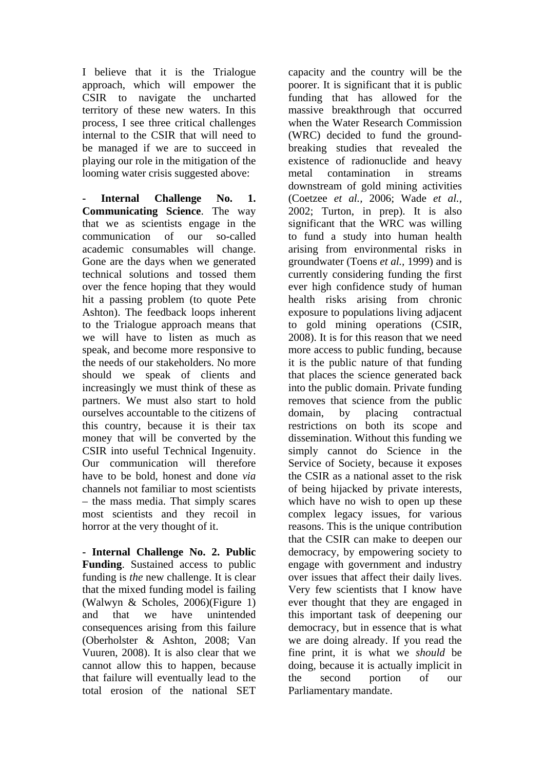I believe that it is the Trialogue approach, which will empower the CSIR to navigate the uncharted territory of these new waters. In this process, I see three critical challenges internal to the CSIR that will need to be managed if we are to succeed in playing our role in the mitigation of the looming water crisis suggested above:

**- Internal Challenge No. 1. Communicating Science**. The way that we as scientists engage in the communication of our so-called academic consumables will change. Gone are the days when we generated technical solutions and tossed them over the fence hoping that they would hit a passing problem (to quote Pete Ashton). The feedback loops inherent to the Trialogue approach means that we will have to listen as much as speak, and become more responsive to the needs of our stakeholders. No more should we speak of clients and increasingly we must think of these as partners. We must also start to hold ourselves accountable to the citizens of this country, because it is their tax money that will be converted by the CSIR into useful Technical Ingenuity. Our communication will therefore have to be bold, honest and done *via* channels not familiar to most scientists – the mass media. That simply scares most scientists and they recoil in horror at the very thought of it.

**- Internal Challenge No. 2. Public Funding**. Sustained access to public funding is *the* new challenge. It is clear that the mixed funding model is failing (Walwyn & Scholes, 2006)(Figure 1) and that we have unintended consequences arising from this failure (Oberholster & Ashton, 2008; Van Vuuren, 2008). It is also clear that we cannot allow this to happen, because that failure will eventually lead to the total erosion of the national SET capacity and the country will be the poorer. It is significant that it is public funding that has allowed for the massive breakthrough that occurred when the Water Research Commission (WRC) decided to fund the ground-breaking studies that revealed the existence of radionuclide and heavy metal contamination in streams downstream of gold mining activities (Coetzee *et al.,* 2006; Wade *et al.,* 2002; Turton, in prep). It is also significant that the WRC was willing to fund a study into human health arising from environmental risks in groundwater (Toens *et al.,* 1999) and is currently considering funding the first ever high confidence study of human health risks arising from chronic exposure to populations living adjacent to gold mining operations (CSIR, 2008). It is for this reason that we need more access to public funding, because it is the public nature of that funding that places the science generated back into the public domain. Private funding removes that science from the public domain, by placing contractual restrictions on both its scope and dissemination. Without this funding we simply cannot do Science in the Service of Society, because it exposes the CSIR as a national asset to the risk of being hijacked by private interests, which have no wish to open up these complex legacy issues, for various reasons. This is the unique contribution that the CSIR can make to deepen our democracy, by empowering society to engage with government and industry over issues that affect their daily lives. Very few scientists that I know have ever thought that they are engaged in this important task of deepening our democracy, but in essence that is what we are doing already. If you read the fine print, it is what we *should* be doing, because it is actually implicit in the second portion of our Parliamentary mandate.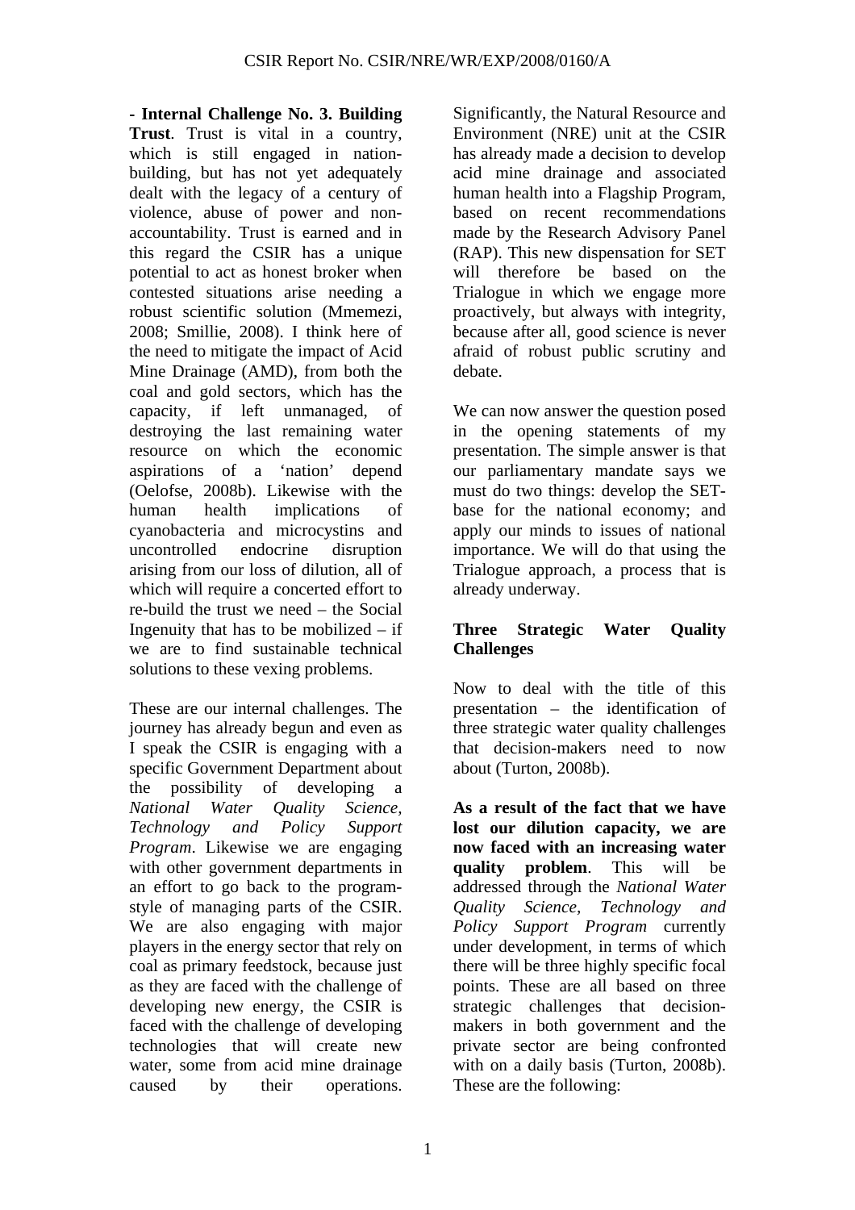**- Internal Challenge No. 3. Building Trust**. Trust is vital in a country, which is still engaged in nation-building, but has not yet adequately dealt with the legacy of a century of violence, abuse of power and non-accountability. Trust is earned and in this regard the CSIR has a unique potential to act as honest broker when contested situations arise needing a robust scientific solution (Mmemezi, 2008; Smillie, 2008). I think here of the need to mitigate the impact of Acid Mine Drainage (AMD), from both the coal and gold sectors, which has the capacity, if left unmanaged, of destroying the last remaining water resource on which the economic aspirations of a 'nation' depend (Oelofse, 2008b). Likewise with the human health implications of cyanobacteria and microcystins and uncontrolled endocrine disruption arising from our loss of dilution, all of which will require a concerted effort to re-build the trust we need – the Social Ingenuity that has to be mobilized – if we are to find sustainable technical solutions to these vexing problems.

These are our internal challenges. The journey has already begun and even as I speak the CSIR is engaging with a specific Government Department about the possibility of developing a *National Water Quality Science, Technology and Policy Support Program*. Likewise we are engaging with other government departments in an effort to go back to the program-style of managing parts of the CSIR. We are also engaging with major players in the energy sector that rely on coal as primary feedstock, because just as they are faced with the challenge of developing new energy, the CSIR is faced with the challenge of developing technologies that will create new water, some from acid mine drainage caused by their operations. Significantly, the Natural Resource and Environment (NRE) unit at the CSIR has already made a decision to develop acid mine drainage and associated human health into a Flagship Program, based on recent recommendations made by the Research Advisory Panel (RAP). This new dispensation for SET will therefore be based on the Trialogue in which we engage more proactively, but always with integrity, because after all, good science is never afraid of robust public scrutiny and debate.

We can now answer the question posed in the opening statements of my presentation. The simple answer is that our parliamentary mandate says we must do two things: develop the SET-base for the national economy; and apply our minds to issues of national importance. We will do that using the Trialogue approach, a process that is already underway.

## Three Strategic Water Quality Challenges

Now to deal with the title of this presentation – the identification of three strategic water quality challenges that decision-makers need to now about (Turton, 2008b).

**As a result of the fact that we have lost our dilution capacity, we are now faced with an increasing water quality problem**. This will be addressed through the *National Water Quality Science, Technology and Policy Support Program* currently under development, in terms of which there will be three highly specific focal points. These are all based on three strategic challenges that decision-makers in both government and the private sector are being confronted with on a daily basis (Turton, 2008b). These are the following: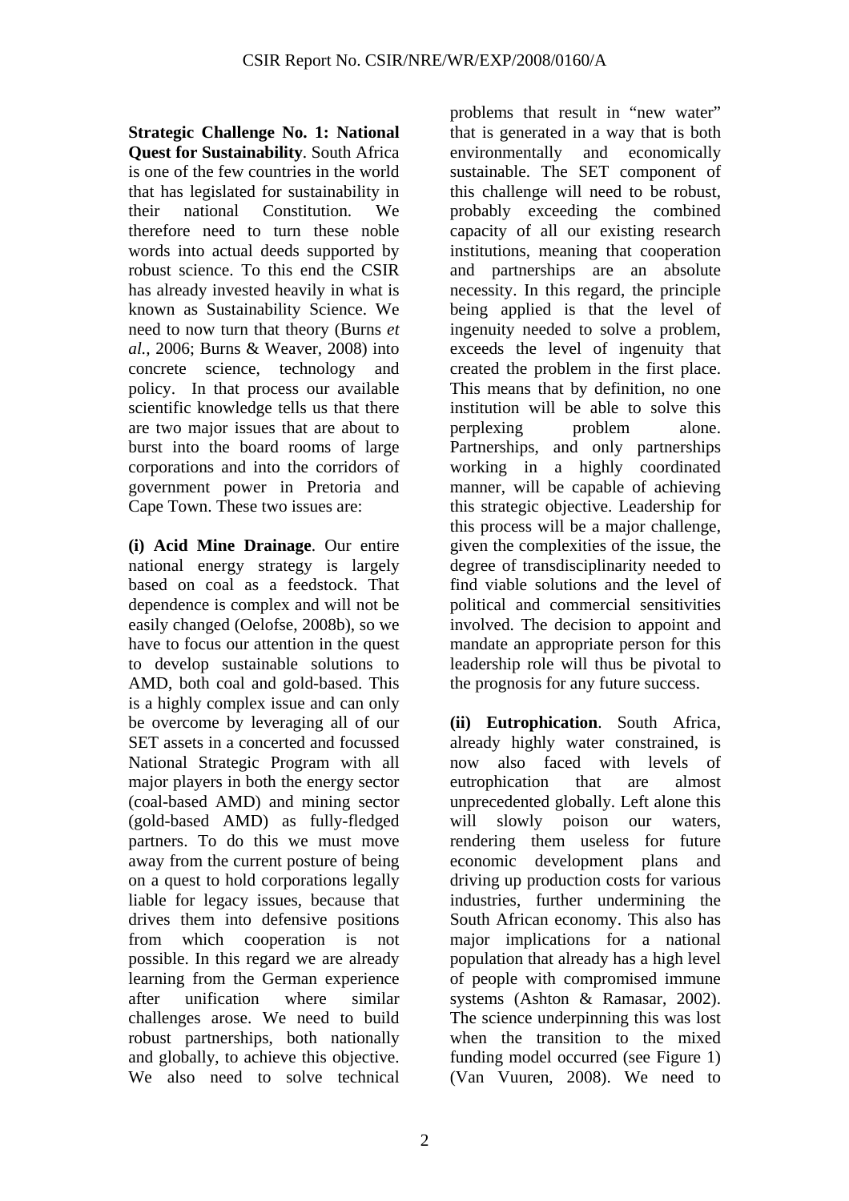**Strategic Challenge No. 1: National Quest for Sustainability**. South Africa is one of the few countries in the world that has legislated for sustainability in their national Constitution. We therefore need to turn these noble words into actual deeds supported by robust science. To this end the CSIR has already invested heavily in what is known as Sustainability Science. We need to now turn that theory (Burns *et al.*, 2006; Burns & Weaver, 2008) into concrete science, technology and policy. In that process our available scientific knowledge tells us that there are two major issues that are about to burst into the board rooms of large corporations and into the corridors of government power in Pretoria and Cape Town. These two issues are:

**(i) Acid Mine Drainage**. Our entire national energy strategy is largely based on coal as a feedstock. That dependence is complex and will not be easily changed (Oelofse, 2008b), so we have to focus our attention in the quest to develop sustainable solutions to AMD, both coal and gold-based. This is a highly complex issue and can only be overcome by leveraging all of our SET assets in a concerted and focussed National Strategic Program with all major players in both the energy sector (coal-based AMD) and mining sector (gold-based AMD) as fully-fledged partners. To do this we must move away from the current posture of being on a quest to hold corporations legally liable for legacy issues, because that drives them into defensive positions from which cooperation is not possible. In this regard we are already learning from the German experience after unification where similar challenges arose. We need to build robust partnerships, both nationally and globally, to achieve this objective. We also need to solve technical problems that result in "new water" that is generated in a way that is both environmentally and economically sustainable. The SET component of this challenge will need to be robust, probably exceeding the combined capacity of all our existing research institutions, meaning that cooperation and partnerships are an absolute necessity. In this regard, the principle being applied is that the level of ingenuity needed to solve a problem, exceeds the level of ingenuity that created the problem in the first place. This means that by definition, no one institution will be able to solve this perplexing problem alone. Partnerships, and only partnerships working in a highly coordinated manner, will be capable of achieving this strategic objective. Leadership for this process will be a major challenge, given the complexities of the issue, the degree of transdisciplinarity needed to find viable solutions and the level of political and commercial sensitivities involved. The decision to appoint and mandate an appropriate person for this leadership role will thus be pivotal to the prognosis for any future success.

**(ii) Eutrophication**. South Africa, already highly water constrained, is now also faced with levels of eutrophication that are almost unprecedented globally. Left alone this will slowly poison our waters, rendering them useless for future economic development plans and driving up production costs for various industries, further undermining the South African economy. This also has major implications for a national population that already has a high level of people with compromised immune systems (Ashton & Ramasar, 2002). The science underpinning this was lost when the transition to the mixed funding model occurred (see Figure 1) (Van Vuuren, 2008). We need to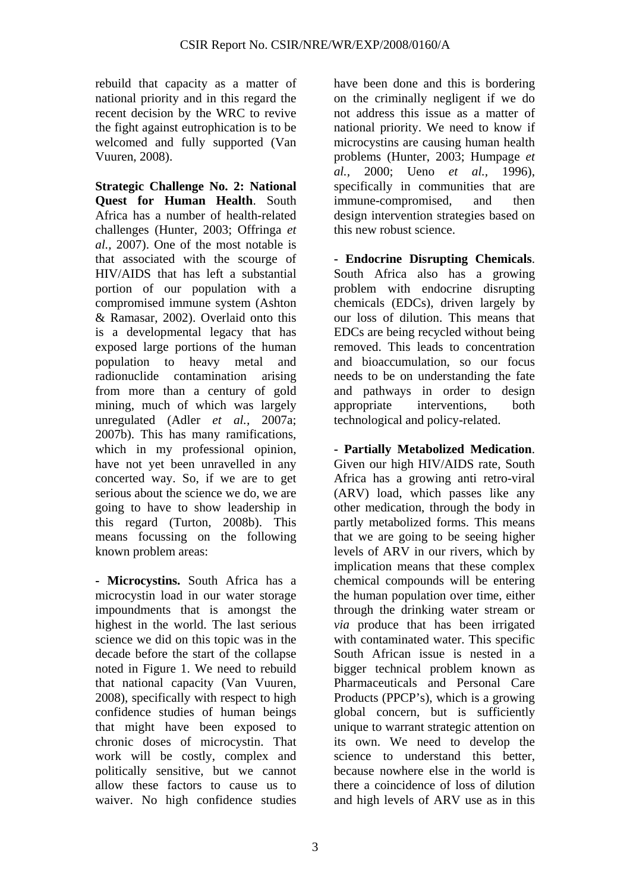rebuild that capacity as a matter of national priority and in this regard the recent decision by the WRC to revive the fight against eutrophication is to be welcomed and fully supported (Van Vuuren, 2008).

**Strategic Challenge No. 2: National Quest for Human Health**. South Africa has a number of health-related challenges (Hunter, 2003; Offringa *et al.*, 2007). One of the most notable is that associated with the scourge of HIV/AIDS that has left a substantial portion of our population with a compromised immune system (Ashton & Ramasar, 2002). Overlaid onto this is a developmental legacy that has exposed large portions of the human population to heavy metal and radionuclide contamination arising from more than a century of gold mining, much of which was largely unregulated (Adler *et al.*, 2007a; 2007b). This has many ramifications, which in my professional opinion, have not yet been unravelled in any concerted way. So, if we are to get serious about the science we do, we are going to have to show leadership in this regard (Turton, 2008b). This means focussing on the following known problem areas:

- **Microcystins.** South Africa has a microcystin load in our water storage impoundments that is amongst the highest in the world. The last serious science we did on this topic was in the decade before the start of the collapse noted in Figure 1. We need to rebuild that national capacity (Van Vuuren, 2008), specifically with respect to high confidence studies of human beings that might have been exposed to chronic doses of microcystin. That work will be costly, complex and politically sensitive, but we cannot allow these factors to cause us to waiver. No high confidence studies have been done and this is bordering on the criminally negligent if we do not address this issue as a matter of national priority. We need to know if microcystins are causing human health problems (Hunter, 2003; Humpage *et al.*, 2000; Ueno *et al.*, 1996), specifically in communities that are immune-compromised, and then design intervention strategies based on this new robust science.

- **Endocrine Disrupting Chemicals**. South Africa also has a growing problem with endocrine disrupting chemicals (EDCs), driven largely by our loss of dilution. This means that EDCs are being recycled without being removed. This leads to concentration and bioaccumulation, so our focus needs to be on understanding the fate and pathways in order to design appropriate interventions, both technological and policy-related.

- **Partially Metabolized Medication**. Given our high HIV/AIDS rate, South Africa has a growing anti retro-viral (ARV) load, which passes like any other medication, through the body in partly metabolized forms. This means that we are going to be seeing higher levels of ARV in our rivers, which by implication means that these complex chemical compounds will be entering the human population over time, either through the drinking water stream or *via* produce that has been irrigated with contaminated water. This specific South African issue is nested in a bigger technical problem known as Pharmaceuticals and Personal Care Products (PPCP's), which is a growing global concern, but is sufficiently unique to warrant strategic attention on its own. We need to develop the science to understand this better, because nowhere else in the world is there a coincidence of loss of dilution and high levels of ARV use as in this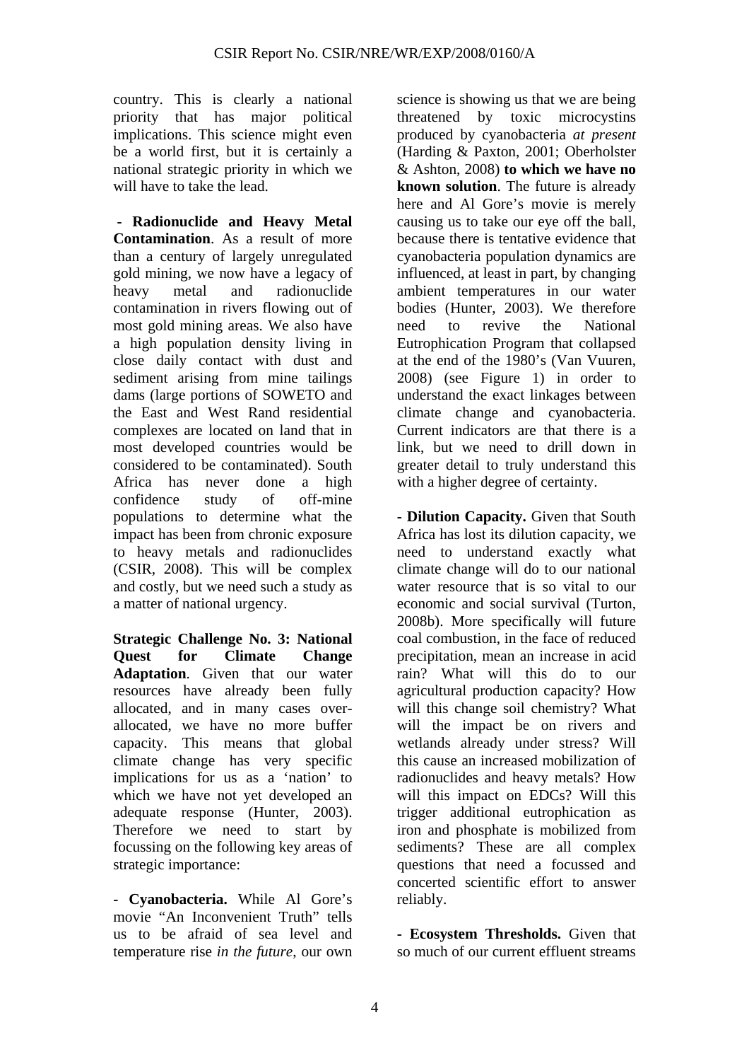country. This is clearly a national priority that has major political implications. This science might even be a world first, but it is certainly a national strategic priority in which we will have to take the lead.

- **Radionuclide and Heavy Metal Contamination**. As a result of more than a century of largely unregulated gold mining, we now have a legacy of heavy metal and radionuclide contamination in rivers flowing out of most gold mining areas. We also have a high population density living in close daily contact with dust and sediment arising from mine tailings dams (large portions of SOWETO and the East and West Rand residential complexes are located on land that in most developed countries would be considered to be contaminated). South Africa has never done a high confidence study of off-mine populations to determine what the impact has been from chronic exposure to heavy metals and radionuclides (CSIR, 2008). This will be complex and costly, but we need such a study as a matter of national urgency.

**Strategic Challenge No. 3: National Quest for Climate Change Adaptation**. Given that our water resources have already been fully allocated, and in many cases over-allocated, we have no more buffer capacity. This means that global climate change has very specific implications for us as a 'nation' to which we have not yet developed an adequate response (Hunter, 2003). Therefore we need to start by focussing on the following key areas of strategic importance:

- **Cyanobacteria.** While Al Gore's movie "An Inconvenient Truth" tells us to be afraid of sea level and temperature rise *in the future*, our own science is showing us that we are being threatened by toxic microcystins produced by cyanobacteria *at present* (Harding & Paxton, 2001; Oberholster & Ashton, 2008) **to which we have no known solution**. The future is already here and Al Gore's movie is merely causing us to take our eye off the ball, because there is tentative evidence that cyanobacteria population dynamics are influenced, at least in part, by changing ambient temperatures in our water bodies (Hunter, 2003). We therefore need to revive the National Eutrophication Program that collapsed at the end of the 1980's (Van Vuuren, 2008) (see Figure 1) in order to understand the exact linkages between climate change and cyanobacteria. Current indicators are that there is a link, but we need to drill down in greater detail to truly understand this with a higher degree of certainty.

- **Dilution Capacity.** Given that South Africa has lost its dilution capacity, we need to understand exactly what climate change will do to our national water resource that is so vital to our economic and social survival (Turton, 2008b). More specifically will future coal combustion, in the face of reduced precipitation, mean an increase in acid rain? What will this do to our agricultural production capacity? How will this change soil chemistry? What will the impact be on rivers and wetlands already under stress? Will this cause an increased mobilization of radionuclides and heavy metals? How will this impact on EDCs? Will this trigger additional eutrophication as iron and phosphate is mobilized from sediments? These are all complex questions that need a focussed and concerted scientific effort to answer reliably.

- **Ecosystem Thresholds.** Given that so much of our current effluent streams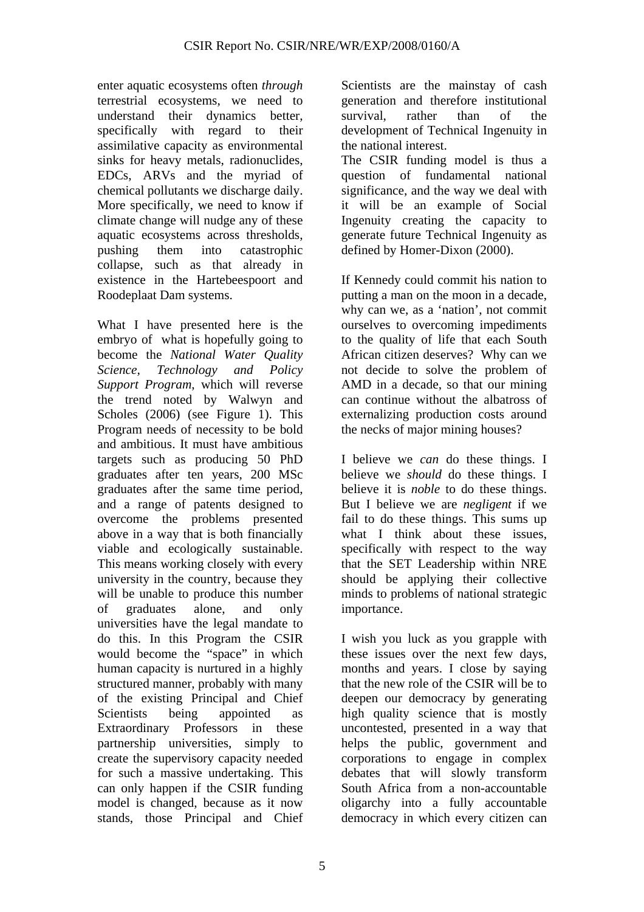enter aquatic ecosystems often *through* terrestrial ecosystems, we need to understand their dynamics better, specifically with regard to their assimilative capacity as environmental sinks for heavy metals, radionuclides, EDCs, ARVs and the myriad of chemical pollutants we discharge daily. More specifically, we need to know if climate change will nudge any of these aquatic ecosystems across thresholds, pushing them into catastrophic collapse, such as that already in existence in the Hartebeespoort and Roodeplaat Dam systems.

What I have presented here is the embryo of what is hopefully going to become the *National Water Quality Science, Technology and Policy Support Program*, which will reverse the trend noted by Walwyn and Scholes (2006) (see Figure 1). This Program needs of necessity to be bold and ambitious. It must have ambitious targets such as producing 50 PhD graduates after ten years, 200 MSc graduates after the same time period, and a range of patents designed to overcome the problems presented above in a way that is both financially viable and ecologically sustainable. This means working closely with every university in the country, because they will be unable to produce this number of graduates alone, and only universities have the legal mandate to do this. In this Program the CSIR would become the "space" in which human capacity is nurtured in a highly structured manner, probably with many of the existing Principal and Chief Scientists being appointed as Extraordinary Professors in these partnership universities, simply to create the supervisory capacity needed for such a massive undertaking. This can only happen if the CSIR funding model is changed, because as it now stands, those Principal and Chief Scientists are the mainstay of cash generation and therefore institutional survival, rather than of the development of Technical Ingenuity in the national interest.

The CSIR funding model is thus a question of fundamental national significance, and the way we deal with it will be an example of Social Ingenuity creating the capacity to generate future Technical Ingenuity as defined by Homer-Dixon (2000).

If Kennedy could commit his nation to putting a man on the moon in a decade, why can we, as a 'nation', not commit ourselves to overcoming impediments to the quality of life that each South African citizen deserves? Why can we not decide to solve the problem of AMD in a decade, so that our mining can continue without the albatross of externalizing production costs around the necks of major mining houses?

I believe we *can* do these things. I believe we *should* do these things. I believe it is *noble* to do these things. But I believe we are *negligent* if we fail to do these things. This sums up what I think about these issues, specifically with respect to the way that the SET Leadership within NRE should be applying their collective minds to problems of national strategic importance.

I wish you luck as you grapple with these issues over the next few days, months and years. I close by saying that the new role of the CSIR will be to deepen our democracy by generating high quality science that is mostly uncontested, presented in a way that helps the public, government and corporations to engage in complex debates that will slowly transform South Africa from a non-accountable oligarchy into a fully accountable democracy in which every citizen can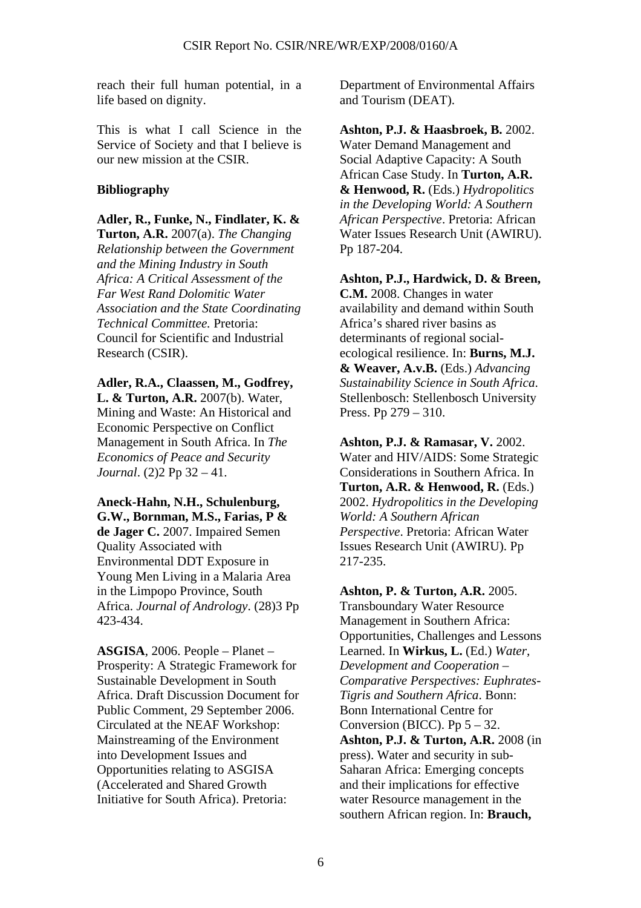reach their full human potential, in a life based on dignity.

This is what I call Science in the Service of Society and that I believe is our new mission at the CSIR.

**Bibliography**

**Adler, R., Funke, N., Findlater, K. & Turton, A.R.** 2007(a). *The Changing Relationship between the Government and the Mining Industry in South Africa: A Critical Assessment of the Far West Rand Dolomitic Water Association and the State Coordinating Technical Committee.* Pretoria: Council for Scientific and Industrial Research (CSIR).

**Adler, R.A., Claassen, M., Godfrey, L. & Turton, A.R.** 2007(b). Water, Mining and Waste: An Historical and Economic Perspective on Conflict Management in South Africa. In *The Economics of Peace and Security Journal*. (2)2 Pp 32 – 41.

**Aneck-Hahn, N.H., Schulenburg, G.W., Bornman, M.S., Farias, P & de Jager C.** 2007. Impaired Semen Quality Associated with Environmental DDT Exposure in Young Men Living in a Malaria Area in the Limpopo Province, South Africa. *Journal of Andrology*. (28)3 Pp 423-434.

**ASGISA**, 2006. People – Planet – Prosperity: A Strategic Framework for Sustainable Development in South Africa. Draft Discussion Document for Public Comment, 29 September 2006. Circulated at the NEAF Workshop: Mainstreaming of the Environment into Development Issues and Opportunities relating to ASGISA (Accelerated and Shared Growth Initiative for South Africa). Pretoria: Department of Environmental Affairs and Tourism (DEAT).

**Ashton, P.J. & Haasbroek, B.** 2002. Water Demand Management and Social Adaptive Capacity: A South African Case Study. In **Turton, A.R. & Henwood, R.** (Eds.) *Hydropolitics in the Developing World: A Southern African Perspective*. Pretoria: African Water Issues Research Unit (AWIRU). Pp 187-204.

**Ashton, P.J., Hardwick, D. & Breen, C.M.** 2008. Changes in water availability and demand within South Africa's shared river basins as determinants of regional social-ecological resilience. In: **Burns, M.J. & Weaver, A.v.B.** (Eds.) *Advancing Sustainability Science in South Africa*. Stellenbosch: Stellenbosch University Press. Pp 279 – 310.

**Ashton, P.J. & Ramasar, V.** 2002. Water and HIV/AIDS: Some Strategic Considerations in Southern Africa. In **Turton, A.R. & Henwood, R.** (Eds.) 2002. *Hydropolitics in the Developing World: A Southern African Perspective*. Pretoria: African Water Issues Research Unit (AWIRU). Pp 217-235.

**Ashton, P. & Turton, A.R.** 2005. Transboundary Water Resource Management in Southern Africa: Opportunities, Challenges and Lessons Learned. In **Wirkus, L.** (Ed.) *Water, Development and Cooperation – Comparative Perspectives: Euphrates-Tigris and Southern Africa*. Bonn: Bonn International Centre for Conversion (BICC). Pp 5 – 32.

**Ashton, P.J. & Turton, A.R.** 2008 (in press). Water and security in sub-Saharan Africa: Emerging concepts and their implications for effective water Resource management in the southern African region. In: **Brauch,**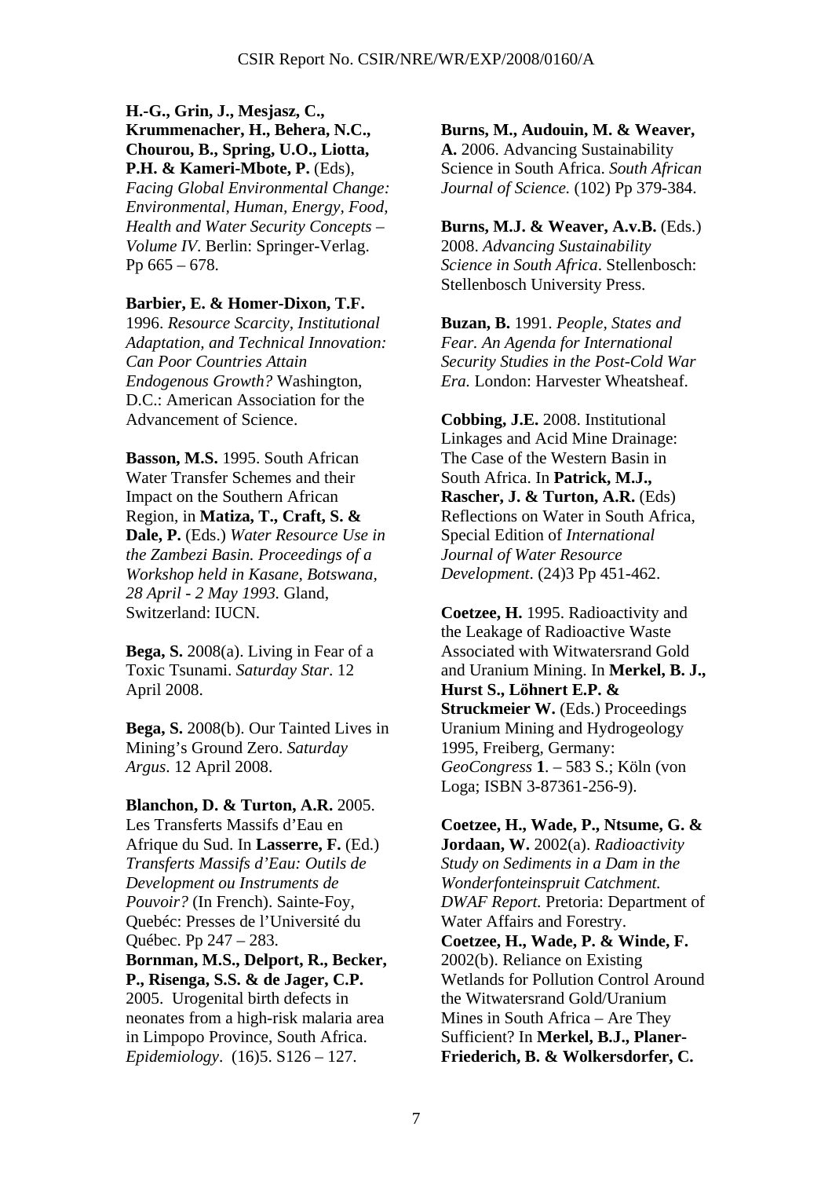**H.-G., Grin, J., Mesjasz, C., Krummenacher, H., Behera, N.C., Chourou, B., Spring, U.O., Liotta, P.H. & Kameri-Mbote, P.** (Eds), *Facing Global Environmental Change: Environmental, Human, Energy, Food, Health and Water Security Concepts – Volume IV*. Berlin: Springer-Verlag. Pp 665 – 678.

**Barbier, E. & Homer-Dixon, T.F.** 1996. *Resource Scarcity, Institutional Adaptation, and Technical Innovation: Can Poor Countries Attain Endogenous Growth?* Washington, D.C.: American Association for the Advancement of Science.

**Basson, M.S.** 1995. South African Water Transfer Schemes and their Impact on the Southern African Region, in **Matiza, T., Craft, S. & Dale, P.** (Eds.) *Water Resource Use in the Zambezi Basin. Proceedings of a Workshop held in Kasane, Botswana, 28 April - 2 May 1993.* Gland, Switzerland: IUCN.

**Bega, S.** 2008(a). Living in Fear of a Toxic Tsunami. *Saturday Star*. 12 April 2008.

**Bega, S.** 2008(b). Our Tainted Lives in Mining's Ground Zero. *Saturday Argus*. 12 April 2008.

**Blanchon, D. & Turton, A.R.** 2005. Les Transferts Massifs d'Eau en Afrique du Sud. In **Lasserre, F.** (Ed.) *Transferts Massifs d'Eau: Outils de Development ou Instruments de Pouvoir?* (In French). Sainte-Foy, Quebéc: Presses de l'Université du Québec. Pp 247 – 283.

**Bornman, M.S., Delport, R., Becker, P., Risenga, S.S. & de Jager, C.P.** 2005. Urogenital birth defects in neonates from a high-risk malaria area in Limpopo Province, South Africa. *Epidemiology*. (16)5. S126 – 127.

**Burns, M., Audouin, M. & Weaver, A.** 2006. Advancing Sustainability Science in South Africa. *South African Journal of Science.* (102) Pp 379-384.

**Burns, M.J. & Weaver, A.v.B.** (Eds.) 2008. *Advancing Sustainability Science in South Africa*. Stellenbosch: Stellenbosch University Press.

**Buzan, B.** 1991. *People, States and Fear. An Agenda for International Security Studies in the Post-Cold War Era.* London: Harvester Wheatsheaf.

**Cobbing, J.E.** 2008. Institutional Linkages and Acid Mine Drainage: The Case of the Western Basin in South Africa. In **Patrick, M.J., Rascher, J. & Turton, A.R.** (Eds) Reflections on Water in South Africa, Special Edition of *International Journal of Water Resource Development*. (24)3 Pp 451-462.

**Coetzee, H.** 1995. Radioactivity and the Leakage of Radioactive Waste Associated with Witwatersrand Gold and Uranium Mining. In **Merkel, B. J., Hurst S., Löhnert E.P. & Struckmeier W.** (Eds.) Proceedings Uranium Mining and Hydrogeology 1995, Freiberg, Germany: *GeoCongress* **1**. – 583 S.; Köln (von Loga; ISBN 3-87361-256-9).

**Coetzee, H., Wade, P., Ntsume, G. & Jordaan, W.** 2002(a). *Radioactivity Study on Sediments in a Dam in the Wonderfonteinspruit Catchment. DWAF Report.* Pretoria: Department of Water Affairs and Forestry.

**Coetzee, H., Wade, P. & Winde, F.** 2002(b). Reliance on Existing Wetlands for Pollution Control Around the Witwatersrand Gold/Uranium Mines in South Africa – Are They Sufficient? In **Merkel, B.J., Planer-Friederich, B. & Wolkersdorfer, C.**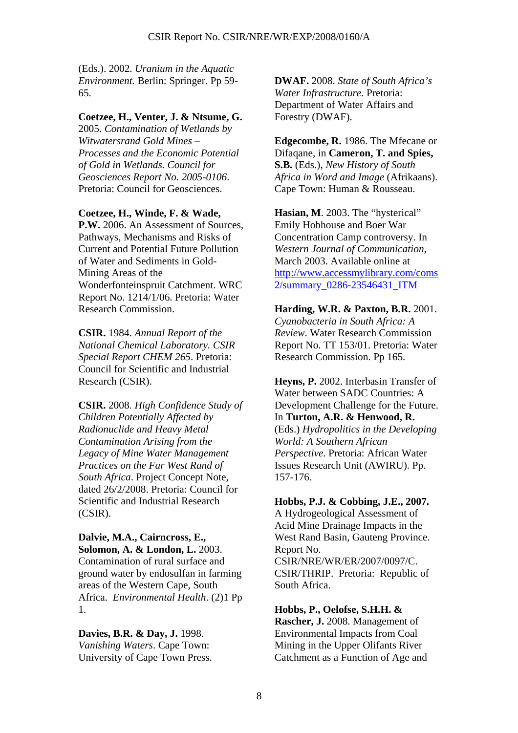(Eds.). 2002. *Uranium in the Aquatic Environment.* Berlin: Springer. Pp 59-65.

**Coetzee, H., Venter, J. & Ntsume, G.** 2005. *Contamination of Wetlands by Witwatersrand Gold Mines – Processes and the Economic Potential of Gold in Wetlands. Council for Geosciences Report No. 2005-0106*. Pretoria: Council for Geosciences.

**Coetzee, H., Winde, F. & Wade, P.W.** 2006. An Assessment of Sources, Pathways, Mechanisms and Risks of Current and Potential Future Pollution of Water and Sediments in Gold-Mining Areas of the Wonderfonteinspruit Catchment. WRC Report No. 1214/1/06. Pretoria: Water Research Commission.

**CSIR.** 1984. *Annual Report of the National Chemical Laboratory. CSIR Special Report CHEM 265*. Pretoria: Council for Scientific and Industrial Research (CSIR).

**CSIR.** 2008. *High Confidence Study of Children Potentially Affected by Radionuclide and Heavy Metal Contamination Arising from the Legacy of Mine Water Management Practices on the Far West Rand of South Africa*. Project Concept Note, dated 26/2/2008. Pretoria: Council for Scientific and Industrial Research (CSIR).

**Dalvie, M.A., Cairncross, E., Solomon, A. & London, L.** 2003. Contamination of rural surface and ground water by endosulfan in farming areas of the Western Cape, South Africa. *Environmental Health*. (2)1 Pp 1.

**Davies, B.R. & Day, J.** 1998. *Vanishing Waters*. Cape Town: University of Cape Town Press.

**DWAF.** 2008. *State of South Africa's Water Infrastructure*. Pretoria: Department of Water Affairs and Forestry (DWAF).

**Edgecombe, R.** 1986. The Mfecane or Difaqane, in **Cameron, T. and Spies, S.B.** (Eds.), *New History of South Africa in Word and Image* (Afrikaans). Cape Town: Human & Rousseau.

**Hasian, M**. 2003. The "hysterical" Emily Hobhouse and Boer War Concentration Camp controversy. In *Western Journal of Communication*, March 2003. Available online at http://www.accessmylibrary.com/coms2/summary_0286-23546431_ITM

**Harding, W.R. & Paxton, B.R.** 2001. *Cyanobacteria in South Africa: A Review*. Water Research Commission Report No. TT 153/01. Pretoria: Water Research Commission. Pp 165.

**Heyns, P.** 2002. Interbasin Transfer of Water between SADC Countries: A Development Challenge for the Future. In **Turton, A.R. & Henwood, R.** (Eds.) *Hydropolitics in the Developing World: A Southern African Perspective.* Pretoria: African Water Issues Research Unit (AWIRU). Pp. 157-176.

**Hobbs, P.J. & Cobbing, J.E., 2007.** A Hydrogeological Assessment of Acid Mine Drainage Impacts in the West Rand Basin, Gauteng Province. Report No. CSIR/NRE/WR/ER/2007/0097/C. CSIR/THRIP. Pretoria: Republic of South Africa.

**Hobbs, P., Oelofse, S.H.H. & Rascher, J.** 2008. Management of Environmental Impacts from Coal Mining in the Upper Olifants River Catchment as a Function of Age and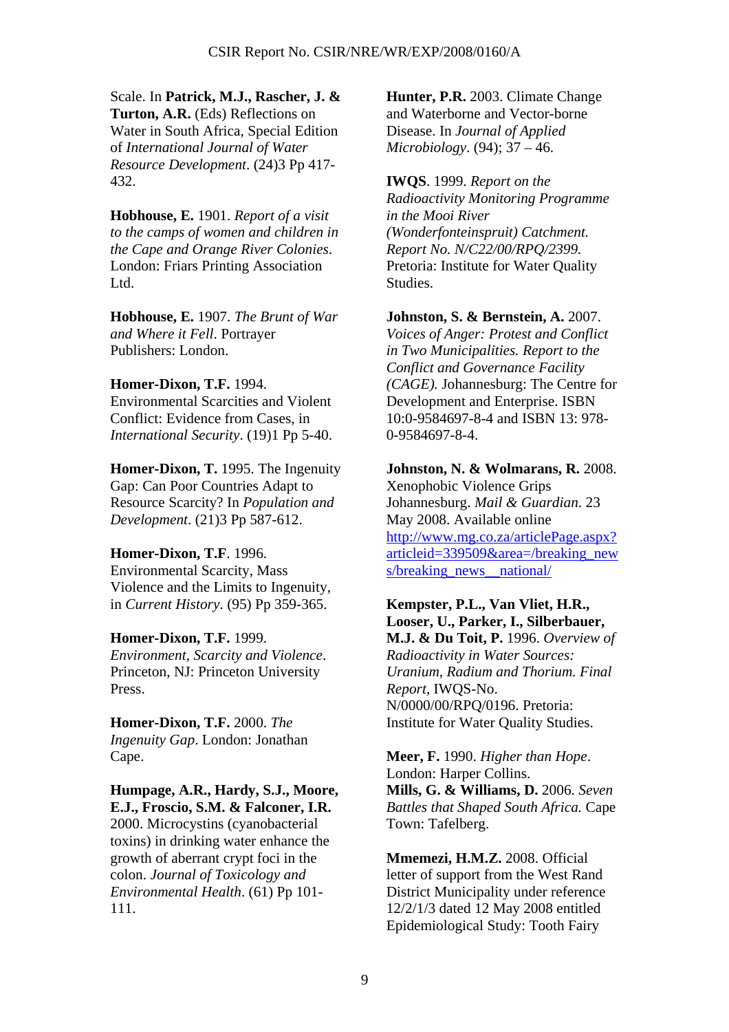Scale. In **Patrick, M.J., Rascher, J. & Turton, A.R.** (Eds) Reflections on Water in South Africa, Special Edition of *International Journal of Water Resource Development*. (24)3 Pp 417-432.

**Hobhouse, E.** 1901. *Report of a visit to the camps of women and children in the Cape and Orange River Colonies*. London: Friars Printing Association Ltd.

**Hobhouse, E.** 1907. *The Brunt of War and Where it Fell*. Portrayer Publishers: London.

**Homer-Dixon, T.F.** 1994. Environmental Scarcities and Violent Conflict: Evidence from Cases, in *International Security*. (19)1 Pp 5-40.

**Homer-Dixon, T.** 1995. The Ingenuity Gap: Can Poor Countries Adapt to Resource Scarcity? In *Population and Development*. (21)3 Pp 587-612.

**Homer-Dixon, T.F**. 1996. Environmental Scarcity, Mass Violence and the Limits to Ingenuity, in *Current History*. (95) Pp 359-365.

**Homer-Dixon, T.F.** 1999. *Environment, Scarcity and Violence*. Princeton, NJ: Princeton University Press.

**Homer-Dixon, T.F.** 2000. *The Ingenuity Gap*. London: Jonathan Cape.

**Humpage, A.R., Hardy, S.J., Moore, E.J., Froscio, S.M. & Falconer, I.R.** 2000. Microcystins (cyanobacterial toxins) in drinking water enhance the growth of aberrant crypt foci in the colon. *Journal of Toxicology and Environmental Health*. (61) Pp 101-111.

**Hunter, P.R.** 2003. Climate Change and Waterborne and Vector-borne Disease. In *Journal of Applied Microbiology*. (94); 37 – 46.

**IWQS**. 1999. *Report on the Radioactivity Monitoring Programme in the Mooi River (Wonderfonteinspruit) Catchment. Report No. N/C22/00/RPQ/2399.* Pretoria: Institute for Water Quality Studies.

**Johnston, S. & Bernstein, A.** 2007. *Voices of Anger: Protest and Conflict in Two Municipalities. Report to the Conflict and Governance Facility (CAGE).* Johannesburg: The Centre for Development and Enterprise. ISBN 10:0-9584697-8-4 and ISBN 13: 978-0-9584697-8-4.

**Johnston, N. & Wolmarans, R.** 2008. Xenophobic Violence Grips Johannesburg. *Mail & Guardian*. 23 May 2008. Available online http://www.mg.co.za/articlePage.aspx?articleid=339509&area=/breaking_news/breaking_news__national/

**Kempster, P.L., Van Vliet, H.R., Looser, U., Parker, I., Silberbauer, M.J. & Du Toit, P.** 1996. *Overview of Radioactivity in Water Sources: Uranium, Radium and Thorium. Final Report*, IWQS-No. N/0000/00/RPQ/0196. Pretoria: Institute for Water Quality Studies.

**Meer, F.** 1990. *Higher than Hope*. London: Harper Collins.

**Mills, G. & Williams, D.** 2006. *Seven Battles that Shaped South Africa.* Cape Town: Tafelberg.

**Mmemezi, H.M.Z.** 2008. Official letter of support from the West Rand District Municipality under reference 12/2/1/3 dated 12 May 2008 entitled Epidemiological Study: Tooth Fairy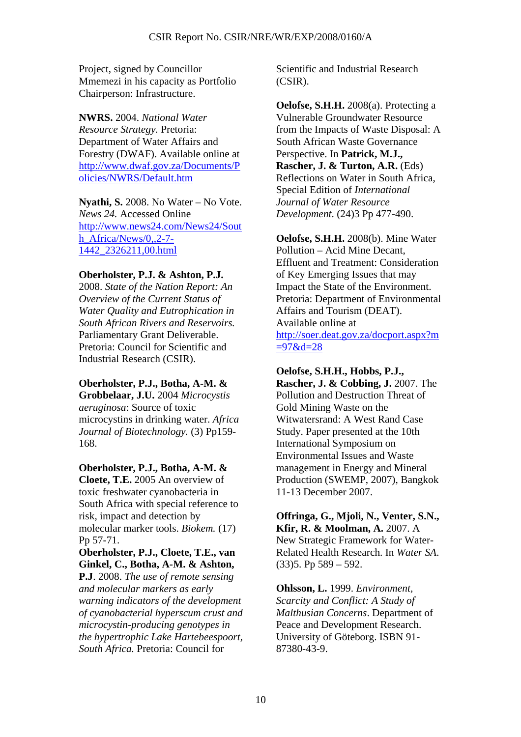Project, signed by Councillor Mmemezi in his capacity as Portfolio Chairperson: Infrastructure.

**NWRS.** 2004. *National Water Resource Strategy*. Pretoria: Department of Water Affairs and Forestry (DWAF). Available online at http://www.dwaf.gov.za/Documents/Policies/NWRS/Default.htm

**Nyathi, S.** 2008. No Water – No Vote. *News 24.* Accessed Online http://www.news24.com/News24/South_Africa/News/0,,2-7-1442_2326211,00.html

**Oberholster, P.J. & Ashton, P.J.** 2008. *State of the Nation Report: An Overview of the Current Status of Water Quality and Eutrophication in South African Rivers and Reservoirs.* Parliamentary Grant Deliverable. Pretoria: Council for Scientific and Industrial Research (CSIR).

**Oberholster, P.J., Botha, A-M. & Grobbelaar, J.U.** 2004 *Microcystis aeruginosa*: Source of toxic microcystins in drinking water. *Africa Journal of Biotechnology.* (3) Pp159-168.

**Oberholster, P.J., Botha, A-M. & Cloete, T.E.** 2005 An overview of toxic freshwater cyanobacteria in South Africa with special reference to risk, impact and detection by molecular marker tools. *Biokem.* (17) Pp 57-71.

**Oberholster, P.J., Cloete, T.E., van Ginkel, C., Botha, A-M. & Ashton, P.J**. 2008. *The use of remote sensing and molecular markers as early warning indicators of the development of cyanobacterial hyperscum crust and microcystin-producing genotypes in the hypertrophic Lake Hartebeespoort, South Africa.* Pretoria: Council for Scientific and Industrial Research (CSIR).

**Oelofse, S.H.H.** 2008(a). Protecting a Vulnerable Groundwater Resource from the Impacts of Waste Disposal: A South African Waste Governance Perspective. In **Patrick, M.J., Rascher, J. & Turton, A.R.** (Eds) Reflections on Water in South Africa, Special Edition of *International Journal of Water Resource Development*. (24)3 Pp 477-490.

**Oelofse, S.H.H.** 2008(b). Mine Water Pollution – Acid Mine Decant, Effluent and Treatment: Consideration of Key Emerging Issues that may Impact the State of the Environment. Pretoria: Department of Environmental Affairs and Tourism (DEAT). Available online at http://soer.deat.gov.za/docport.aspx?m=97&d=28

**Oelofse, S.H.H., Hobbs, P.J., Rascher, J. & Cobbing, J.** 2007. The Pollution and Destruction Threat of Gold Mining Waste on the Witwatersrand: A West Rand Case Study. Paper presented at the 10th International Symposium on Environmental Issues and Waste management in Energy and Mineral Production (SWEMP, 2007), Bangkok 11-13 December 2007.

**Offringa, G., Mjoli, N., Venter, S.N., Kfir, R. & Moolman, A.** 2007. A New Strategic Framework for Water-Related Health Research. In *Water SA*. (33)5. Pp 589 – 592.

**Ohlsson, L.** 1999. *Environment, Scarcity and Conflict: A Study of Malthusian Concerns*. Department of Peace and Development Research. University of Göteborg. ISBN 91-87380-43-9.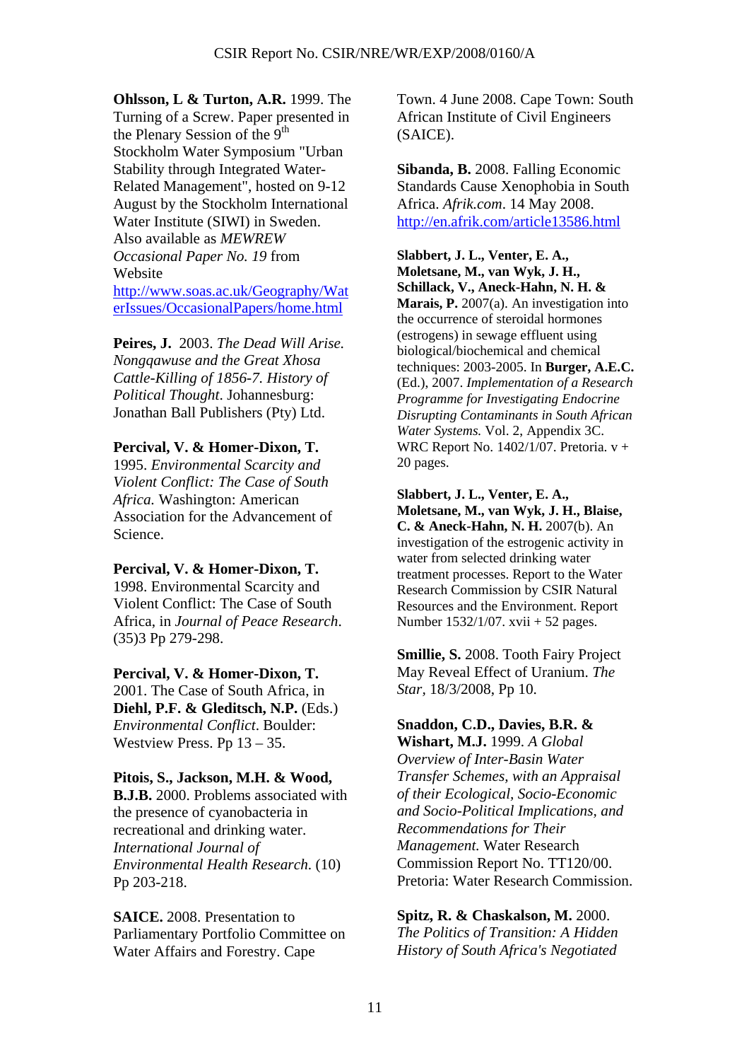**Ohlsson, L & Turton, A.R.** 1999. The Turning of a Screw. Paper presented in the Plenary Session of the 9th Stockholm Water Symposium "Urban Stability through Integrated Water-Related Management", hosted on 9-12 August by the Stockholm International Water Institute (SIWI) in Sweden. Also available as *MEWREW Occasional Paper No. 19* from Website http://www.soas.ac.uk/Geography/WaterIssues/OccasionalPapers/home.html

**Peires, J.** 2003. *The Dead Will Arise. Nongqawuse and the Great Xhosa Cattle-Killing of 1856-7. History of Political Thought*. Johannesburg: Jonathan Ball Publishers (Pty) Ltd.

**Percival, V. & Homer-Dixon, T.** 1995. *Environmental Scarcity and Violent Conflict: The Case of South Africa.* Washington: American Association for the Advancement of Science.

**Percival, V. & Homer-Dixon, T.** 1998. Environmental Scarcity and Violent Conflict: The Case of South Africa, in *Journal of Peace Research*. (35)3 Pp 279-298.

**Percival, V. & Homer-Dixon, T.** 2001. The Case of South Africa, in **Diehl, P.F. & Gleditsch, N.P.** (Eds.) *Environmental Conflict*. Boulder: Westview Press. Pp 13 – 35.

**Pitois, S., Jackson, M.H. & Wood, B.J.B.** 2000. Problems associated with the presence of cyanobacteria in recreational and drinking water. *International Journal of Environmental Health Research.* (10) Pp 203-218.

**SAICE.** 2008. Presentation to Parliamentary Portfolio Committee on Water Affairs and Forestry. Cape Town. 4 June 2008. Cape Town: South African Institute of Civil Engineers (SAICE).

**Sibanda, B.** 2008. Falling Economic Standards Cause Xenophobia in South Africa. *Afrik.com*. 14 May 2008. http://en.afrik.com/article13586.html

**Slabbert, J. L., Venter, E. A., Moletsane, M., van Wyk, J. H., Schillack, V., Aneck-Hahn, N. H. & Marais, P.** 2007(a). An investigation into the occurrence of steroidal hormones (estrogens) in sewage effluent using biological/biochemical and chemical techniques: 2003-2005. In **Burger, A.E.C.** (Ed.), 2007. *Implementation of a Research Programme for Investigating Endocrine Disrupting Contaminants in South African Water Systems.* Vol. 2, Appendix 3C. WRC Report No. 1402/1/07. Pretoria. v + 20 pages.

**Slabbert, J. L., Venter, E. A., Moletsane, M., van Wyk, J. H., Blaise, C. & Aneck-Hahn, N. H.** 2007(b). An investigation of the estrogenic activity in water from selected drinking water treatment processes. Report to the Water Research Commission by CSIR Natural Resources and the Environment. Report Number 1532/1/07. xvii + 52 pages.

**Smillie, S.** 2008. Tooth Fairy Project May Reveal Effect of Uranium. *The Star*, 18/3/2008, Pp 10.

**Snaddon, C.D., Davies, B.R. & Wishart, M.J.** 1999. *A Global Overview of Inter-Basin Water Transfer Schemes, with an Appraisal of their Ecological, Socio-Economic and Socio-Political Implications, and Recommendations for Their Management.* Water Research Commission Report No. TT120/00. Pretoria: Water Research Commission.

**Spitz, R. & Chaskalson, M.** 2000. *The Politics of Transition: A Hidden History of South Africa's Negotiated*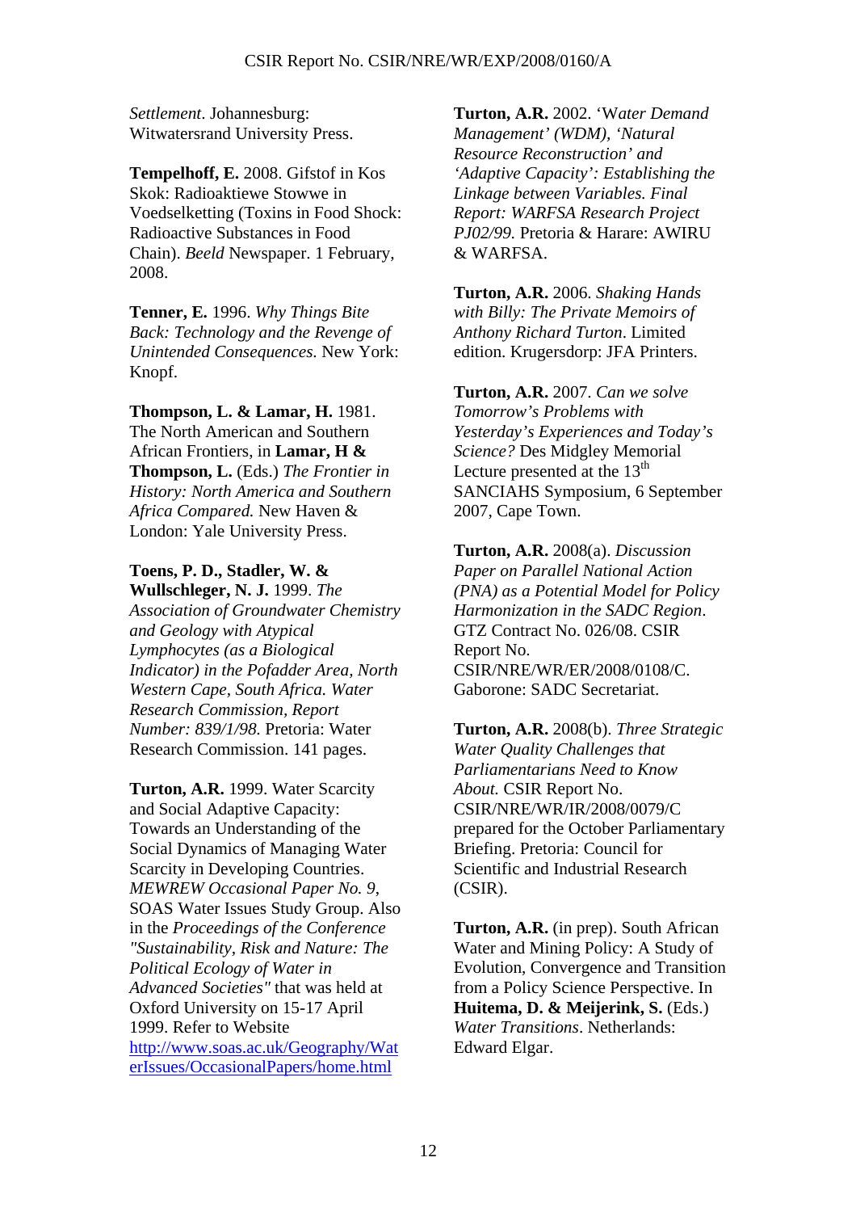*Settlement*. Johannesburg: Witwatersrand University Press.

**Tempelhoff, E.** 2008. Gifstof in Kos Skok: Radioaktiewe Stowwe in Voedselketting (Toxins in Food Shock: Radioactive Substances in Food Chain). *Beeld* Newspaper. 1 February, 2008.

**Tenner, E.** 1996. *Why Things Bite Back: Technology and the Revenge of Unintended Consequences.* New York: Knopf.

**Thompson, L. & Lamar, H.** 1981. The North American and Southern African Frontiers, in **Lamar, H & Thompson, L.** (Eds.) *The Frontier in History: North America and Southern Africa Compared.* New Haven & London: Yale University Press.

**Toens, P. D., Stadler, W. & Wullschleger, N. J.** 1999. *The Association of Groundwater Chemistry and Geology with Atypical Lymphocytes (as a Biological Indicator) in the Pofadder Area, North Western Cape, South Africa. Water Research Commission, Report Number: 839/1/98.* Pretoria: Water Research Commission. 141 pages.

**Turton, A.R.** 1999. Water Scarcity and Social Adaptive Capacity: Towards an Understanding of the Social Dynamics of Managing Water Scarcity in Developing Countries. *MEWREW Occasional Paper No. 9*, SOAS Water Issues Study Group. Also in the *Proceedings of the Conference "Sustainability, Risk and Nature: The Political Ecology of Water in Advanced Societies"* that was held at Oxford University on 15-17 April 1999. Refer to Website http://www.soas.ac.uk/Geography/WaterIssues/OccasionalPapers/home.html

**Turton, A.R.** 2002. '*Water Demand Management' (WDM), 'Natural Resource Reconstruction' and 'Adaptive Capacity': Establishing the Linkage between Variables. Final Report: WARFSA Research Project PJ02/99.* Pretoria & Harare: AWIRU & WARFSA.

**Turton, A.R.** 2006. *Shaking Hands with Billy: The Private Memoirs of Anthony Richard Turton*. Limited edition. Krugersdorp: JFA Printers.

**Turton, A.R.** 2007. *Can we solve Tomorrow's Problems with Yesterday's Experiences and Today's Science?* Des Midgley Memorial Lecture presented at the 13th SANCIAHS Symposium, 6 September 2007, Cape Town.

**Turton, A.R.** 2008(a). *Discussion Paper on Parallel National Action (PNA) as a Potential Model for Policy Harmonization in the SADC Region*. GTZ Contract No. 026/08. CSIR Report No. CSIR/NRE/WR/ER/2008/0108/C. Gaborone: SADC Secretariat.

**Turton, A.R.** 2008(b). *Three Strategic Water Quality Challenges that Parliamentarians Need to Know About.* CSIR Report No. CSIR/NRE/WR/IR/2008/0079/C prepared for the October Parliamentary Briefing. Pretoria: Council for Scientific and Industrial Research (CSIR).

**Turton, A.R.** (in prep). South African Water and Mining Policy: A Study of Evolution, Convergence and Transition from a Policy Science Perspective. In **Huitema, D. & Meijerink, S.** (Eds.) *Water Transitions*. Netherlands: Edward Elgar.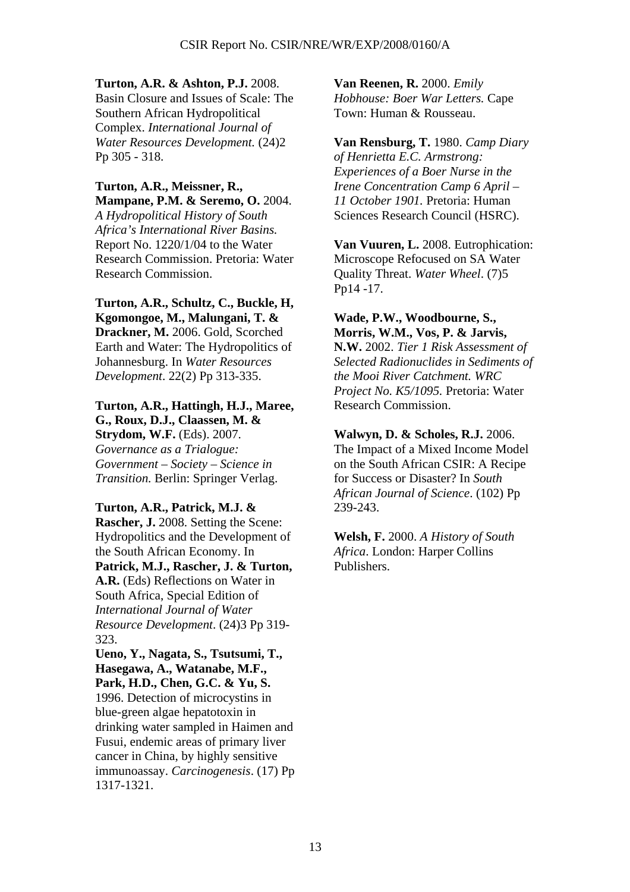**Turton, A.R. & Ashton, P.J.** 2008. Basin Closure and Issues of Scale: The Southern African Hydropolitical Complex. *International Journal of Water Resources Development.* (24)2 Pp 305 - 318.

**Turton, A.R., Meissner, R., Mampane, P.M. & Seremo, O.** 2004. *A Hydropolitical History of South Africa's International River Basins.* Report No. 1220/1/04 to the Water Research Commission. Pretoria: Water Research Commission.

**Turton, A.R., Schultz, C., Buckle, H, Kgomongoe, M., Malungani, T. & Drackner, M.** 2006. Gold, Scorched Earth and Water: The Hydropolitics of Johannesburg. In *Water Resources Development*. 22(2) Pp 313-335.

**Turton, A.R., Hattingh, H.J., Maree, G., Roux, D.J., Claassen, M. & Strydom, W.F.** (Eds). 2007. *Governance as a Trialogue: Government – Society – Science in Transition.* Berlin: Springer Verlag.

**Turton, A.R., Patrick, M.J. & Rascher, J.** 2008. Setting the Scene: Hydropolitics and the Development of the South African Economy. In **Patrick, M.J., Rascher, J. & Turton, A.R.** (Eds) Reflections on Water in South Africa, Special Edition of *International Journal of Water Resource Development*. (24)3 Pp 319-323.

**Ueno, Y., Nagata, S., Tsutsumi, T., Hasegawa, A., Watanabe, M.F., Park, H.D., Chen, G.C. & Yu, S.** 1996. Detection of microcystins in blue-green algae hepatotoxin in drinking water sampled in Haimen and Fusui, endemic areas of primary liver cancer in China, by highly sensitive immunoassay. *Carcinogenesis*. (17) Pp 1317-1321.

**Van Reenen, R.** 2000. *Emily Hobhouse: Boer War Letters.* Cape Town: Human & Rousseau.

**Van Rensburg, T.** 1980. *Camp Diary of Henrietta E.C. Armstrong: Experiences of a Boer Nurse in the Irene Concentration Camp 6 April – 11 October 1901.* Pretoria: Human Sciences Research Council (HSRC).

**Van Vuuren, L.** 2008. Eutrophication: Microscope Refocused on SA Water Quality Threat. *Water Wheel*. (7)5 Pp14 -17.

**Wade, P.W., Woodbourne, S., Morris, W.M., Vos, P. & Jarvis, N.W.** 2002. *Tier 1 Risk Assessment of Selected Radionuclides in Sediments of the Mooi River Catchment. WRC Project No. K5/1095.* Pretoria: Water Research Commission.

**Walwyn, D. & Scholes, R.J.** 2006. The Impact of a Mixed Income Model on the South African CSIR: A Recipe for Success or Disaster? In *South African Journal of Science*. (102) Pp 239-243.

**Welsh, F.** 2000. *A History of South Africa*. London: Harper Collins Publishers.